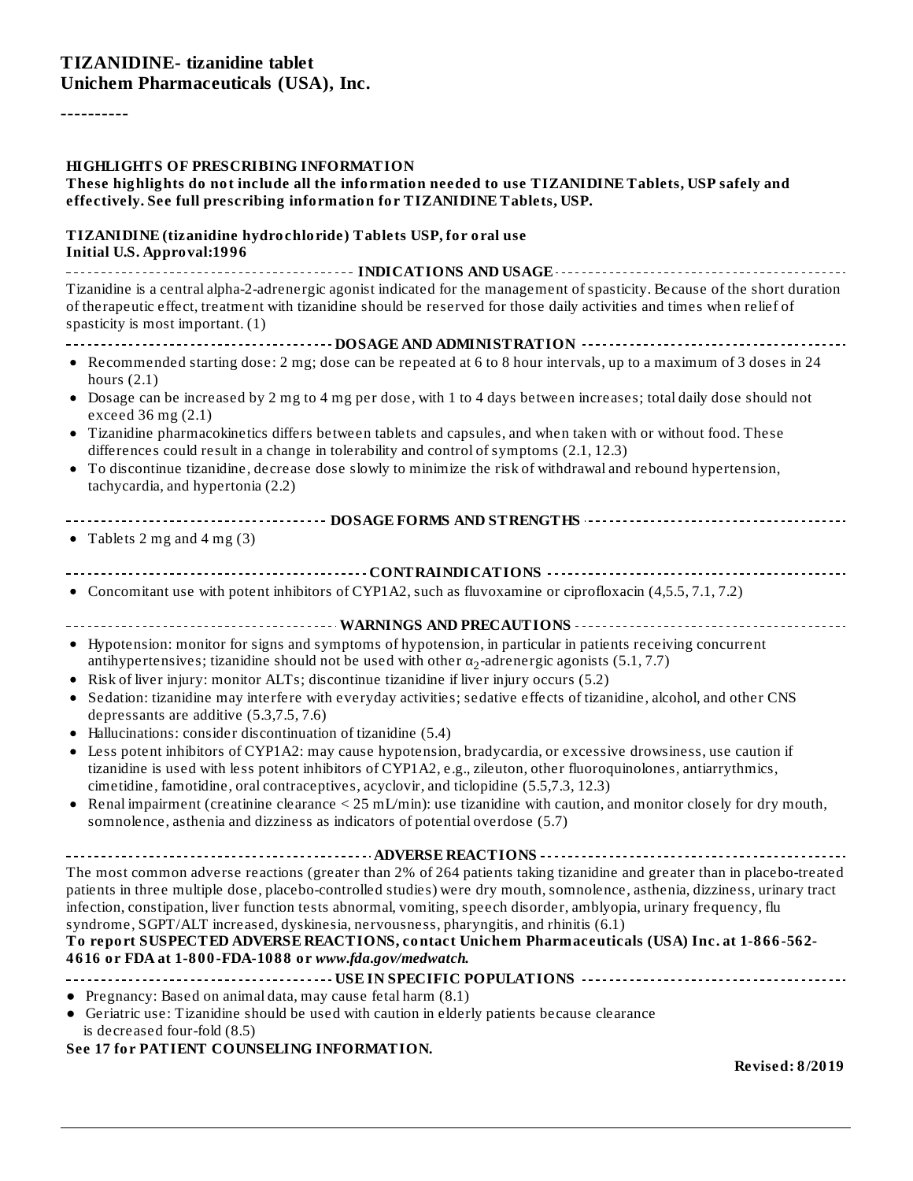# TIZANIDINE- tizanidine tablet
# Unichem Pharmaceuticals (USA), Inc.

----------

## HIGHLIGHTS OF PRESCRIBING INFORMATION

**These highlights do not include all the information needed to use TIZANIDINE Tablets, USP safely and effectively. See full prescribing information for TIZANIDINE Tablets, USP.**

**TIZANIDINE (tizanidine hydrochloride) Tablets USP, for oral use**
**Initial U.S. Approval:1996**

### INDICATIONS AND USAGE

Tizanidine is a central alpha-2-adrenergic agonist indicated for the management of spasticity. Because of the short duration of therapeutic effect, treatment with tizanidine should be reserved for those daily activities and times when relief of spasticity is most important. (1)

### DOSAGE AND ADMINISTRATION

- Recommended starting dose: 2 mg; dose can be repeated at 6 to 8 hour intervals, up to a maximum of 3 doses in 24 hours (2.1)
- Dosage can be increased by 2 mg to 4 mg per dose, with 1 to 4 days between increases; total daily dose should not exceed 36 mg (2.1)
- Tizanidine pharmacokinetics differs between tablets and capsules, and when taken with or without food. These differences could result in a change in tolerability and control of symptoms (2.1, 12.3)
- To discontinue tizanidine, decrease dose slowly to minimize the risk of withdrawal and rebound hypertension, tachycardia, and hypertonia (2.2)

### DOSAGE FORMS AND STRENGTHS

- Tablets 2 mg and 4 mg (3)

### CONTRAINDICATIONS

- Concomitant use with potent inhibitors of CYP1A2, such as fluvoxamine or ciprofloxacin (4,5.5, 7.1, 7.2)

### WARNINGS AND PRECAUTIONS

- Hypotension: monitor for signs and symptoms of hypotension, in particular in patients receiving concurrent antihypertensives; tizanidine should not be used with other $\alpha_2$-adrenergic agonists (5.1, 7.7)
- Risk of liver injury: monitor ALTs; discontinue tizanidine if liver injury occurs (5.2)
- Sedation: tizanidine may interfere with everyday activities; sedative effects of tizanidine, alcohol, and other CNS depressants are additive (5.3,7.5, 7.6)
- Hallucinations: consider discontinuation of tizanidine (5.4)
- Less potent inhibitors of CYP1A2: may cause hypotension, bradycardia, or excessive drowsiness, use caution if tizanidine is used with less potent inhibitors of CYP1A2, e.g., zileuton, other fluoroquinolones, antiarrythmics, cimetidine, famotidine, oral contraceptives, acyclovir, and ticlopidine (5.5,7.3, 12.3)
- Renal impairment (creatinine clearance < 25 mL/min): use tizanidine with caution, and monitor closely for dry mouth, somnolence, asthenia and dizziness as indicators of potential overdose (5.7)

### ADVERSE REACTIONS

The most common adverse reactions (greater than 2% of 264 patients taking tizanidine and greater than in placebo-treated patients in three multiple dose, placebo-controlled studies) were dry mouth, somnolence, asthenia, dizziness, urinary tract infection, constipation, liver function tests abnormal, vomiting, speech disorder, amblyopia, urinary frequency, flu syndrome, SGPT/ALT increased, dyskinesia, nervousness, pharyngitis, and rhinitis (6.1)

**To report SUSPECTED ADVERSE REACTIONS, contact Unichem Pharmaceuticals (USA) Inc. at 1-866-562-4616 or FDA at 1-800-FDA-1088 or *www.fda.gov/medwatch.***

### USE IN SPECIFIC POPULATIONS

- Pregnancy: Based on animal data, may cause fetal harm (8.1)
- Geriatric use: Tizanidine should be used with caution in elderly patients because clearance is decreased four-fold (8.5)

**See 17 for PATIENT COUNSELING INFORMATION.**

**Revised: 8/2019**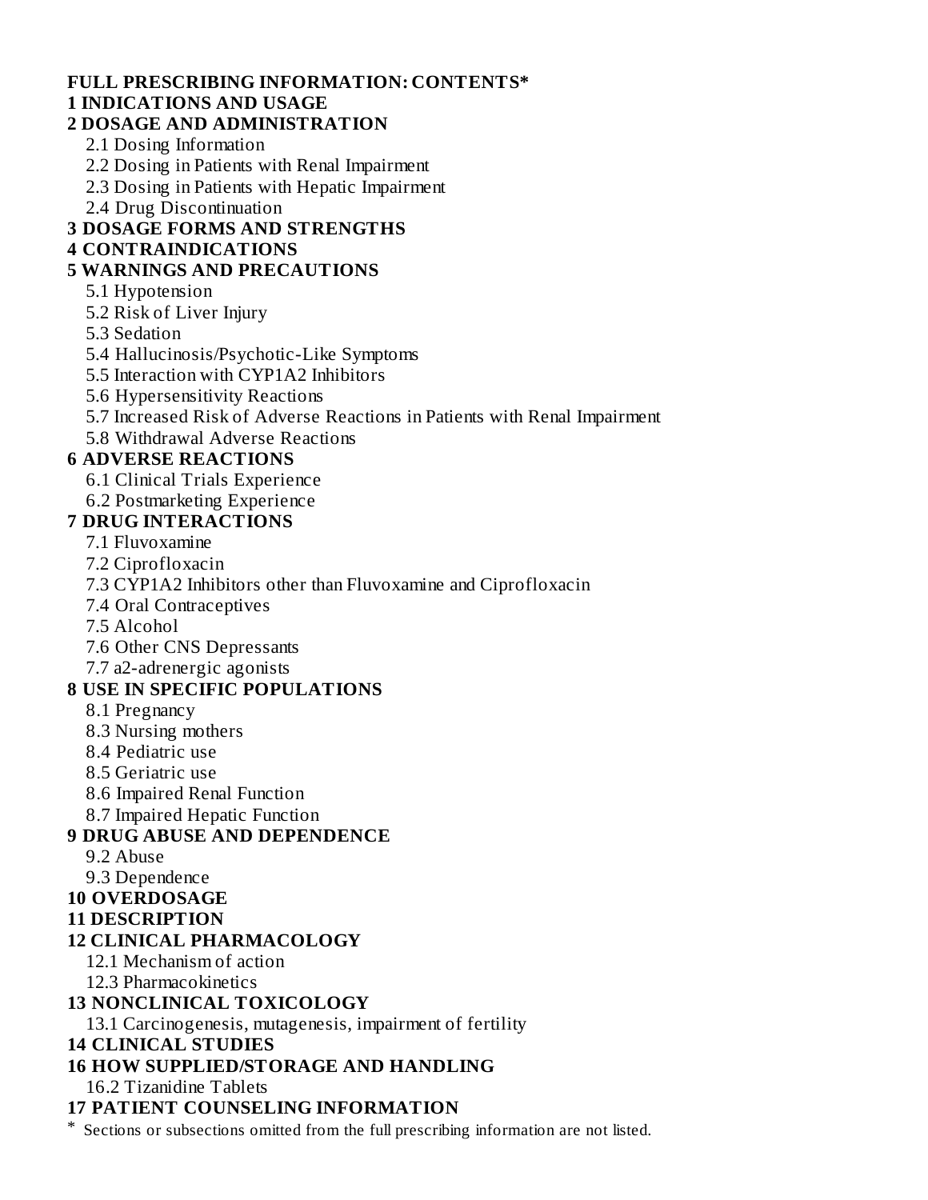**FULL PRESCRIBING INFORMATION: CONTENTS***

**1 INDICATIONS AND USAGE**

**2 DOSAGE AND ADMINISTRATION**

- 2.1 Dosing Information
- 2.2 Dosing in Patients with Renal Impairment
- 2.3 Dosing in Patients with Hepatic Impairment
- 2.4 Drug Discontinuation

**3 DOSAGE FORMS AND STRENGTHS**

**4 CONTRAINDICATIONS**

**5 WARNINGS AND PRECAUTIONS**

- 5.1 Hypotension
- 5.2 Risk of Liver Injury
- 5.3 Sedation
- 5.4 Hallucinosis/Psychotic-Like Symptoms
- 5.5 Interaction with CYP1A2 Inhibitors
- 5.6 Hypersensitivity Reactions
- 5.7 Increased Risk of Adverse Reactions in Patients with Renal Impairment
- 5.8 Withdrawal Adverse Reactions

**6 ADVERSE REACTIONS**

- 6.1 Clinical Trials Experience
- 6.2 Postmarketing Experience

**7 DRUG INTERACTIONS**

- 7.1 Fluvoxamine
- 7.2 Ciprofloxacin
- 7.3 CYP1A2 Inhibitors other than Fluvoxamine and Ciprofloxacin
- 7.4 Oral Contraceptives
- 7.5 Alcohol
- 7.6 Other CNS Depressants
- 7.7 a2-adrenergic agonists

**8 USE IN SPECIFIC POPULATIONS**

- 8.1 Pregnancy
- 8.3 Nursing mothers
- 8.4 Pediatric use
- 8.5 Geriatric use
- 8.6 Impaired Renal Function
- 8.7 Impaired Hepatic Function

**9 DRUG ABUSE AND DEPENDENCE**

- 9.2 Abuse
- 9.3 Dependence

**10 OVERDOSAGE**

**11 DESCRIPTION**

**12 CLINICAL PHARMACOLOGY**

- 12.1 Mechanism of action
- 12.3 Pharmacokinetics

**13 NONCLINICAL TOXICOLOGY**

- 13.1 Carcinogenesis, mutagenesis, impairment of fertility

**14 CLINICAL STUDIES**

**16 HOW SUPPLIED/STORAGE AND HANDLING**

- 16.2 Tizanidine Tablets

**17 PATIENT COUNSELING INFORMATION**

\* Sections or subsections omitted from the full prescribing information are not listed.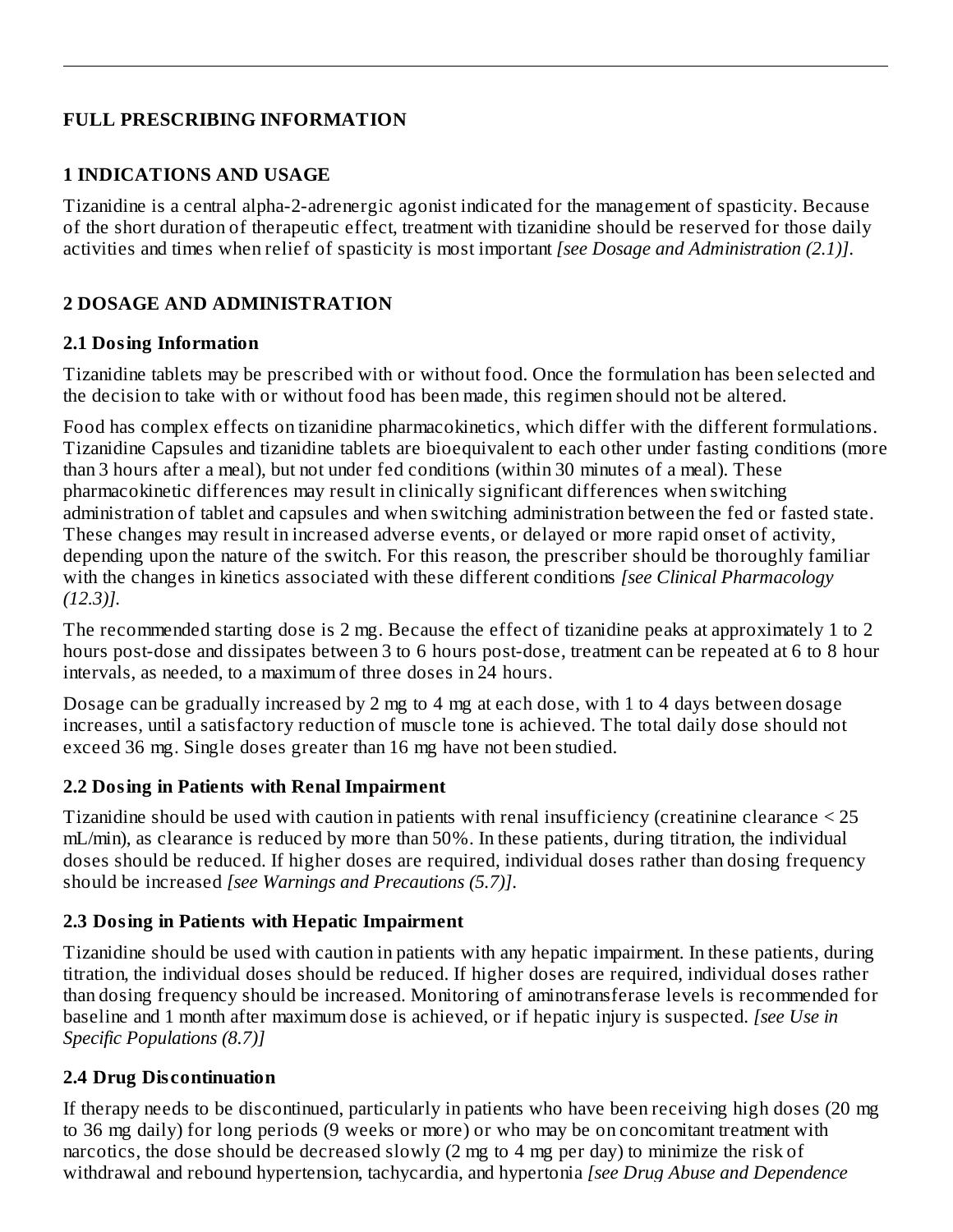# FULL PRESCRIBING INFORMATION

## 1 INDICATIONS AND USAGE

Tizanidine is a central alpha-2-adrenergic agonist indicated for the management of spasticity. Because of the short duration of therapeutic effect, treatment with tizanidine should be reserved for those daily activities and times when relief of spasticity is most important *[see Dosage and Administration (2.1)]*.

## 2 DOSAGE AND ADMINISTRATION

### 2.1 Dosing Information

Tizanidine tablets may be prescribed with or without food. Once the formulation has been selected and the decision to take with or without food has been made, this regimen should not be altered.

Food has complex effects on tizanidine pharmacokinetics, which differ with the different formulations. Tizanidine Capsules and tizanidine tablets are bioequivalent to each other under fasting conditions (more than 3 hours after a meal), but not under fed conditions (within 30 minutes of a meal). These pharmacokinetic differences may result in clinically significant differences when switching administration of tablet and capsules and when switching administration between the fed or fasted state. These changes may result in increased adverse events, or delayed or more rapid onset of activity, depending upon the nature of the switch. For this reason, the prescriber should be thoroughly familiar with the changes in kinetics associated with these different conditions *[see Clinical Pharmacology (12.3)]*.

The recommended starting dose is 2 mg. Because the effect of tizanidine peaks at approximately 1 to 2 hours post-dose and dissipates between 3 to 6 hours post-dose, treatment can be repeated at 6 to 8 hour intervals, as needed, to a maximum of three doses in 24 hours.

Dosage can be gradually increased by 2 mg to 4 mg at each dose, with 1 to 4 days between dosage increases, until a satisfactory reduction of muscle tone is achieved. The total daily dose should not exceed 36 mg. Single doses greater than 16 mg have not been studied.

### 2.2 Dosing in Patients with Renal Impairment

Tizanidine should be used with caution in patients with renal insufficiency (creatinine clearance < 25 mL/min), as clearance is reduced by more than 50%. In these patients, during titration, the individual doses should be reduced. If higher doses are required, individual doses rather than dosing frequency should be increased *[see Warnings and Precautions (5.7)]*.

### 2.3 Dosing in Patients with Hepatic Impairment

Tizanidine should be used with caution in patients with any hepatic impairment. In these patients, during titration, the individual doses should be reduced. If higher doses are required, individual doses rather than dosing frequency should be increased. Monitoring of aminotransferase levels is recommended for baseline and 1 month after maximum dose is achieved, or if hepatic injury is suspected. *[see Use in Specific Populations (8.7)]*

### 2.4 Drug Discontinuation

If therapy needs to be discontinued, particularly in patients who have been receiving high doses (20 mg to 36 mg daily) for long periods (9 weeks or more) or who may be on concomitant treatment with narcotics, the dose should be decreased slowly (2 mg to 4 mg per day) to minimize the risk of withdrawal and rebound hypertension, tachycardia, and hypertonia *[see Drug Abuse and Dependence*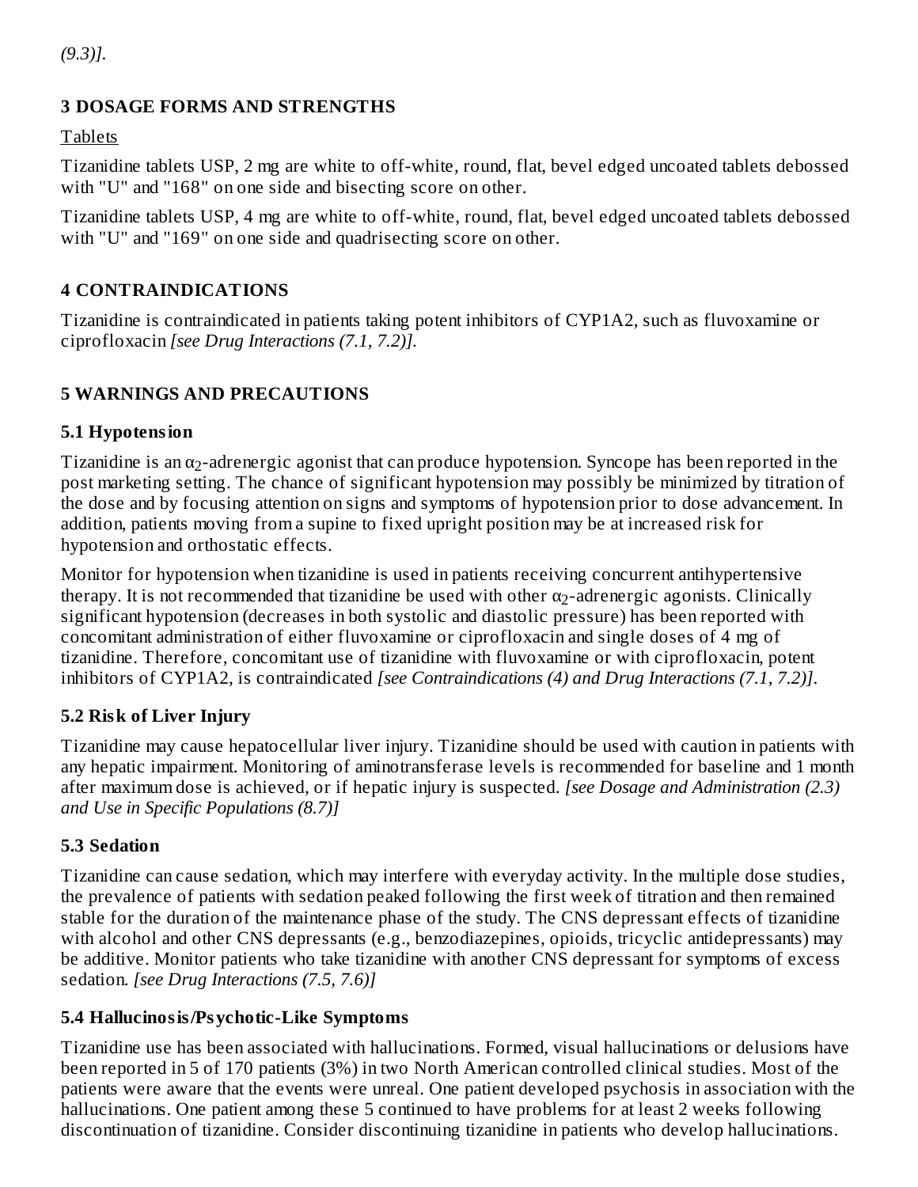*(9.3)].*

## 3 DOSAGE FORMS AND STRENGTHS

Tablets

Tizanidine tablets USP, 2 mg are white to off-white, round, flat, bevel edged uncoated tablets debossed with "U" and "168" on one side and bisecting score on other.

Tizanidine tablets USP, 4 mg are white to off-white, round, flat, bevel edged uncoated tablets debossed with "U" and "169" on one side and quadrisecting score on other.

## 4 CONTRAINDICATIONS

Tizanidine is contraindicated in patients taking potent inhibitors of CYP1A2, such as fluvoxamine or ciprofloxacin *[see Drug Interactions (7.1, 7.2)].*

## 5 WARNINGS AND PRECAUTIONS

### 5.1 Hypotension

Tizanidine is an $\alpha_2$-adrenergic agonist that can produce hypotension. Syncope has been reported in the post marketing setting. The chance of significant hypotension may possibly be minimized by titration of the dose and by focusing attention on signs and symptoms of hypotension prior to dose advancement. In addition, patients moving from a supine to fixed upright position may be at increased risk for hypotension and orthostatic effects.

Monitor for hypotension when tizanidine is used in patients receiving concurrent antihypertensive therapy. It is not recommended that tizanidine be used with other $\alpha_2$-adrenergic agonists. Clinically significant hypotension (decreases in both systolic and diastolic pressure) has been reported with concomitant administration of either fluvoxamine or ciprofloxacin and single doses of 4 mg of tizanidine. Therefore, concomitant use of tizanidine with fluvoxamine or with ciprofloxacin, potent inhibitors of CYP1A2, is contraindicated *[see Contraindications (4) and Drug Interactions (7.1, 7.2)].*

### 5.2 Risk of Liver Injury

Tizanidine may cause hepatocellular liver injury. Tizanidine should be used with caution in patients with any hepatic impairment. Monitoring of aminotransferase levels is recommended for baseline and 1 month after maximum dose is achieved, or if hepatic injury is suspected. *[see Dosage and Administration (2.3) and Use in Specific Populations (8.7)]*

### 5.3 Sedation

Tizanidine can cause sedation, which may interfere with everyday activity. In the multiple dose studies, the prevalence of patients with sedation peaked following the first week of titration and then remained stable for the duration of the maintenance phase of the study. The CNS depressant effects of tizanidine with alcohol and other CNS depressants (e.g., benzodiazepines, opioids, tricyclic antidepressants) may be additive. Monitor patients who take tizanidine with another CNS depressant for symptoms of excess sedation. *[see Drug Interactions (7.5, 7.6)]*

### 5.4 Hallucinosis/Psychotic-Like Symptoms

Tizanidine use has been associated with hallucinations. Formed, visual hallucinations or delusions have been reported in 5 of 170 patients (3%) in two North American controlled clinical studies. Most of the patients were aware that the events were unreal. One patient developed psychosis in association with the hallucinations. One patient among these 5 continued to have problems for at least 2 weeks following discontinuation of tizanidine. Consider discontinuing tizanidine in patients who develop hallucinations.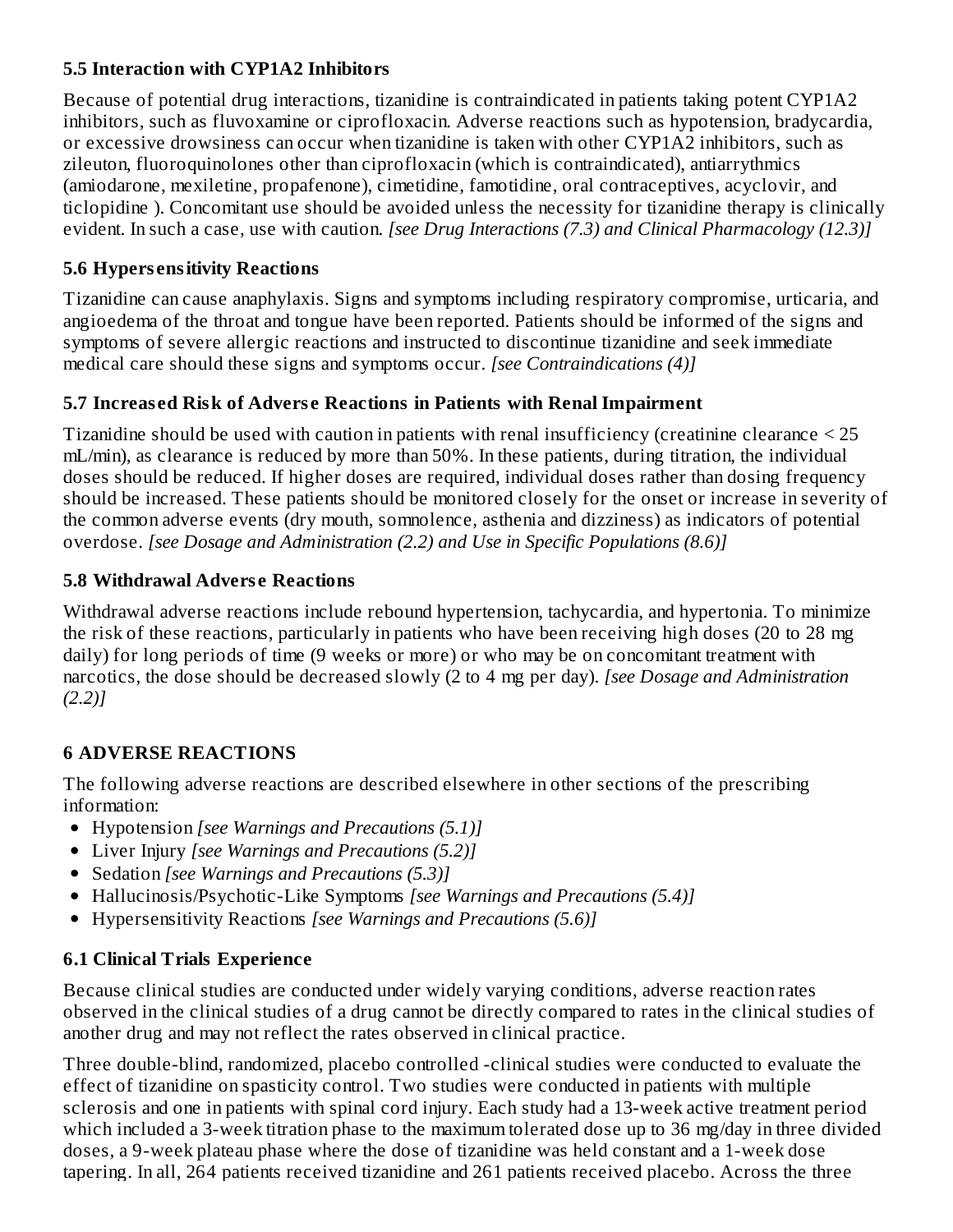### 5.5 Interaction with CYP1A2 Inhibitors

Because of potential drug interactions, tizanidine is contraindicated in patients taking potent CYP1A2 inhibitors, such as fluvoxamine or ciprofloxacin. Adverse reactions such as hypotension, bradycardia, or excessive drowsiness can occur when tizanidine is taken with other CYP1A2 inhibitors, such as zileuton, fluoroquinolones other than ciprofloxacin (which is contraindicated), antiarrythmics (amiodarone, mexiletine, propafenone), cimetidine, famotidine, oral contraceptives, acyclovir, and ticlopidine ). Concomitant use should be avoided unless the necessity for tizanidine therapy is clinically evident. In such a case, use with caution. *[see Drug Interactions (7.3) and Clinical Pharmacology (12.3)]*

### 5.6 Hypersensitivity Reactions

Tizanidine can cause anaphylaxis. Signs and symptoms including respiratory compromise, urticaria, and angioedema of the throat and tongue have been reported. Patients should be informed of the signs and symptoms of severe allergic reactions and instructed to discontinue tizanidine and seek immediate medical care should these signs and symptoms occur. *[see Contraindications (4)]*

### 5.7 Increased Risk of Adverse Reactions in Patients with Renal Impairment

Tizanidine should be used with caution in patients with renal insufficiency (creatinine clearance < 25 mL/min), as clearance is reduced by more than 50%. In these patients, during titration, the individual doses should be reduced. If higher doses are required, individual doses rather than dosing frequency should be increased. These patients should be monitored closely for the onset or increase in severity of the common adverse events (dry mouth, somnolence, asthenia and dizziness) as indicators of potential overdose. *[see Dosage and Administration (2.2) and Use in Specific Populations (8.6)]*

### 5.8 Withdrawal Adverse Reactions

Withdrawal adverse reactions include rebound hypertension, tachycardia, and hypertonia. To minimize the risk of these reactions, particularly in patients who have been receiving high doses (20 to 28 mg daily) for long periods of time (9 weeks or more) or who may be on concomitant treatment with narcotics, the dose should be decreased slowly (2 to 4 mg per day). *[see Dosage and Administration (2.2)]*

## 6 ADVERSE REACTIONS

The following adverse reactions are described elsewhere in other sections of the prescribing information:

- Hypotension *[see Warnings and Precautions (5.1)]*
- Liver Injury *[see Warnings and Precautions (5.2)]*
- Sedation *[see Warnings and Precautions (5.3)]*
- Hallucinosis/Psychotic-Like Symptoms *[see Warnings and Precautions (5.4)]*
- Hypersensitivity Reactions *[see Warnings and Precautions (5.6)]*

### 6.1 Clinical Trials Experience

Because clinical studies are conducted under widely varying conditions, adverse reaction rates observed in the clinical studies of a drug cannot be directly compared to rates in the clinical studies of another drug and may not reflect the rates observed in clinical practice.

Three double-blind, randomized, placebo controlled -clinical studies were conducted to evaluate the effect of tizanidine on spasticity control. Two studies were conducted in patients with multiple sclerosis and one in patients with spinal cord injury. Each study had a 13-week active treatment period which included a 3-week titration phase to the maximum tolerated dose up to 36 mg/day in three divided doses, a 9-week plateau phase where the dose of tizanidine was held constant and a 1-week dose tapering. In all, 264 patients received tizanidine and 261 patients received placebo. Across the three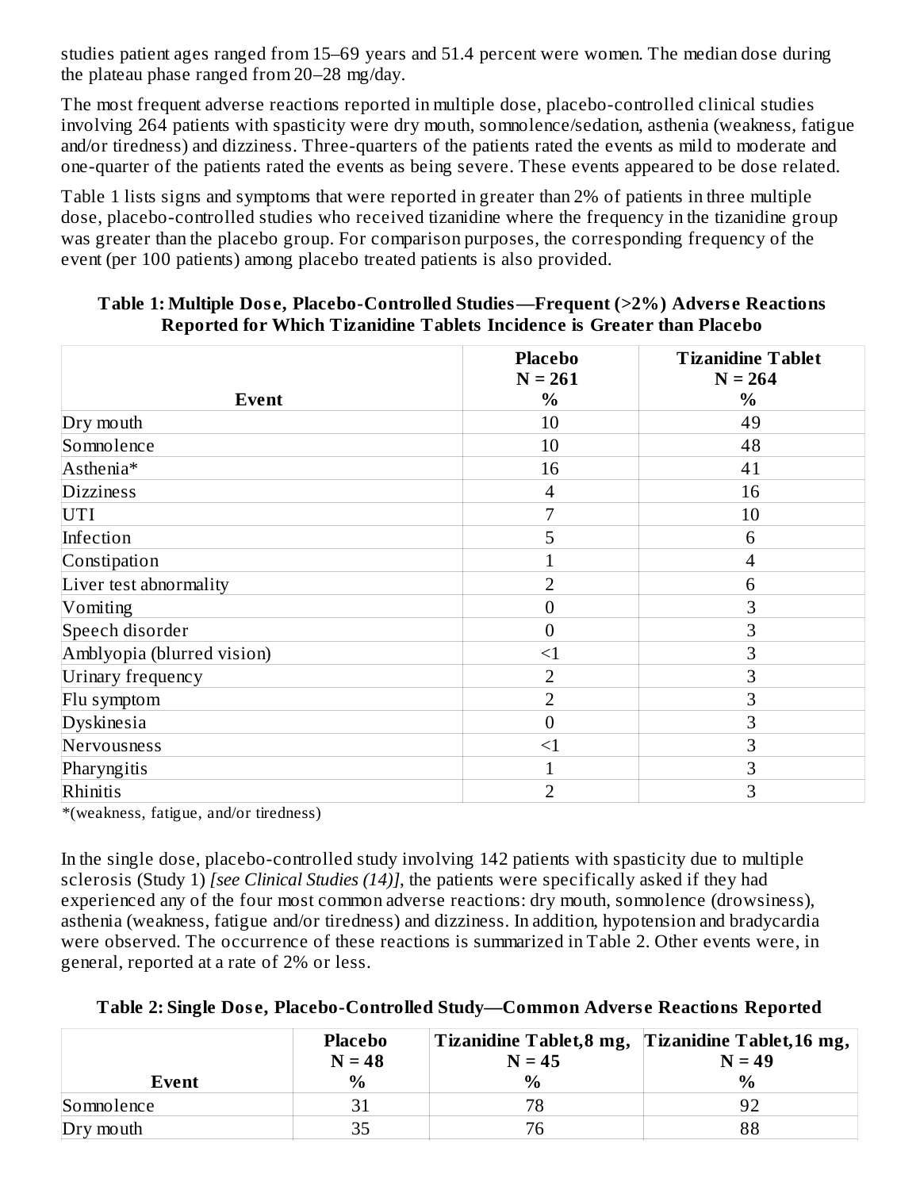studies patient ages ranged from 15–69 years and 51.4 percent were women. The median dose during the plateau phase ranged from 20–28 mg/day.

The most frequent adverse reactions reported in multiple dose, placebo-controlled clinical studies involving 264 patients with spasticity were dry mouth, somnolence/sedation, asthenia (weakness, fatigue and/or tiredness) and dizziness. Three-quarters of the patients rated the events as mild to moderate and one-quarter of the patients rated the events as being severe. These events appeared to be dose related.

Table 1 lists signs and symptoms that were reported in greater than 2% of patients in three multiple dose, placebo-controlled studies who received tizanidine where the frequency in the tizanidine group was greater than the placebo group. For comparison purposes, the corresponding frequency of the event (per 100 patients) among placebo treated patients is also provided.

**Table 1: Multiple Dose, Placebo-Controlled Studies—Frequent (>2%) Adverse Reactions Reported for Which Tizanidine Tablets Incidence is Greater than Placebo**

| Event | Placebo N = 261 % | Tizanidine Tablet N = 264 % |
|---|---|---|
| Dry mouth | 10 | 49 |
| Somnolence | 10 | 48 |
| Asthenia* | 16 | 41 |
| Dizziness | 4 | 16 |
| UTI | 7 | 10 |
| Infection | 5 | 6 |
| Constipation | 1 | 4 |
| Liver test abnormality | 2 | 6 |
| Vomiting | 0 | 3 |
| Speech disorder | 0 | 3 |
| Amblyopia (blurred vision) | <1 | 3 |
| Urinary frequency | 2 | 3 |
| Flu symptom | 2 | 3 |
| Dyskinesia | 0 | 3 |
| Nervousness | <1 | 3 |
| Pharyngitis | 1 | 3 |
| Rhinitis | 2 | 3 |

*(weakness, fatigue, and/or tiredness)

In the single dose, placebo-controlled study involving 142 patients with spasticity due to multiple sclerosis (Study 1) *[see Clinical Studies (14)]*, the patients were specifically asked if they had experienced any of the four most common adverse reactions: dry mouth, somnolence (drowsiness), asthenia (weakness, fatigue and/or tiredness) and dizziness. In addition, hypotension and bradycardia were observed. The occurrence of these reactions is summarized in Table 2. Other events were, in general, reported at a rate of 2% or less.

**Table 2: Single Dose, Placebo-Controlled Study—Common Adverse Reactions Reported**

| Event | Placebo N = 48 % | Tizanidine Tablet, 8 mg, N = 45 % | Tizanidine Tablet, 16 mg, N = 49 % |
|---|---|---|---|
| Somnolence | 31 | 78 | 92 |
| Dry mouth | 35 | 76 | 88 |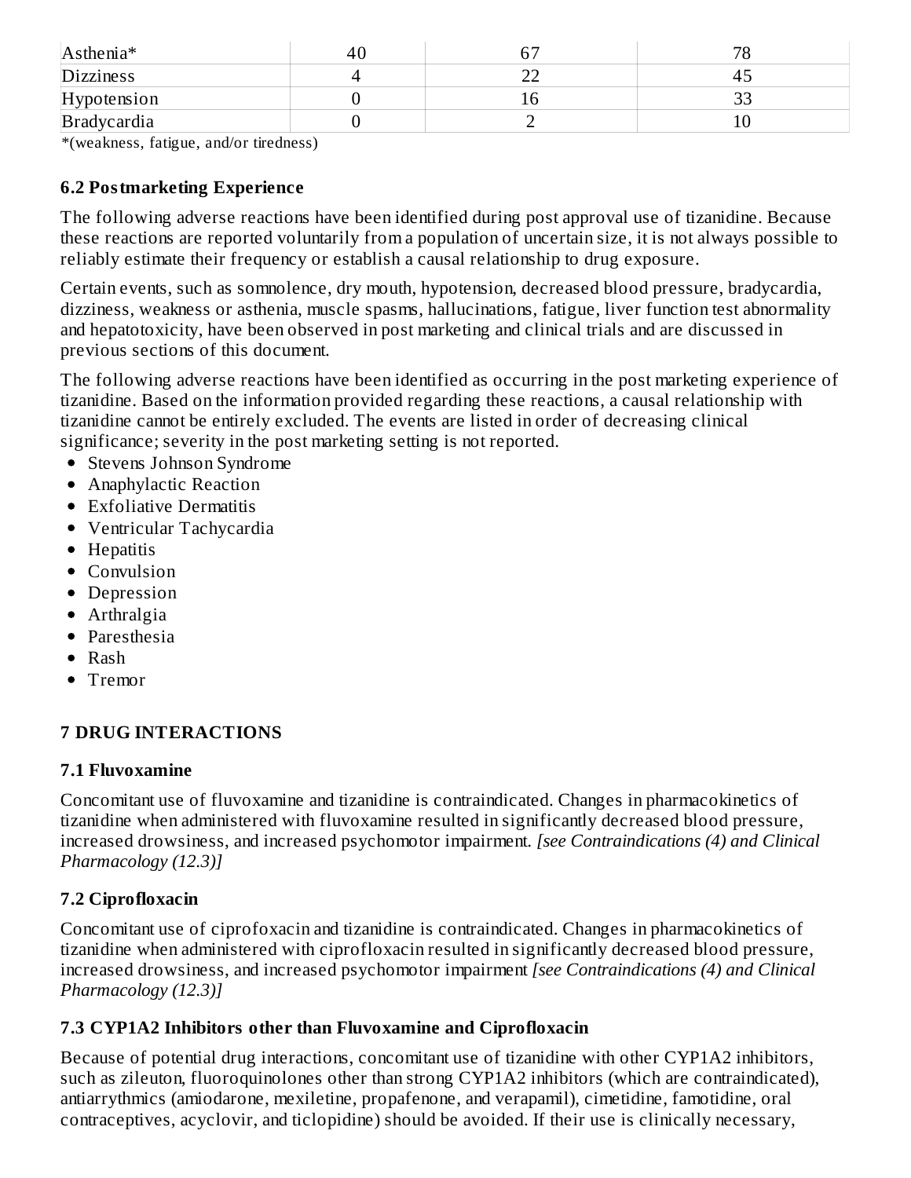| | | | |
|---|---|---|---|
| Asthenia* | 40 | 67 | 78 |
| Dizziness | 4 | 22 | 45 |
| Hypotension | 0 | 16 | 33 |
| Bradycardia | 0 | 2 | 10 |

*(weakness, fatigue, and/or tiredness)

### 6.2 Postmarketing Experience

The following adverse reactions have been identified during post approval use of tizanidine. Because these reactions are reported voluntarily from a population of uncertain size, it is not always possible to reliably estimate their frequency or establish a causal relationship to drug exposure.

Certain events, such as somnolence, dry mouth, hypotension, decreased blood pressure, bradycardia, dizziness, weakness or asthenia, muscle spasms, hallucinations, fatigue, liver function test abnormality and hepatotoxicity, have been observed in post marketing and clinical trials and are discussed in previous sections of this document.

The following adverse reactions have been identified as occurring in the post marketing experience of tizanidine. Based on the information provided regarding these reactions, a causal relationship with tizanidine cannot be entirely excluded. The events are listed in order of decreasing clinical significance; severity in the post marketing setting is not reported.

- Stevens Johnson Syndrome
- Anaphylactic Reaction
- Exfoliative Dermatitis
- Ventricular Tachycardia
- Hepatitis
- Convulsion
- Depression
- Arthralgia
- Paresthesia
- Rash
- Tremor

## 7 DRUG INTERACTIONS

### 7.1 Fluvoxamine

Concomitant use of fluvoxamine and tizanidine is contraindicated. Changes in pharmacokinetics of tizanidine when administered with fluvoxamine resulted in significantly decreased blood pressure, increased drowsiness, and increased psychomotor impairment. *[see Contraindications (4) and Clinical Pharmacology (12.3)]*

### 7.2 Ciprofloxacin

Concomitant use of ciprofoxacin and tizanidine is contraindicated. Changes in pharmacokinetics of tizanidine when administered with ciprofloxacin resulted in significantly decreased blood pressure, increased drowsiness, and increased psychomotor impairment *[see Contraindications (4) and Clinical Pharmacology (12.3)]*

### 7.3 CYP1A2 Inhibitors other than Fluvoxamine and Ciprofloxacin

Because of potential drug interactions, concomitant use of tizanidine with other CYP1A2 inhibitors, such as zileuton, fluoroquinolones other than strong CYP1A2 inhibitors (which are contraindicated), antiarrythmics (amiodarone, mexiletine, propafenone, and verapamil), cimetidine, famotidine, oral contraceptives, acyclovir, and ticlopidine) should be avoided. If their use is clinically necessary,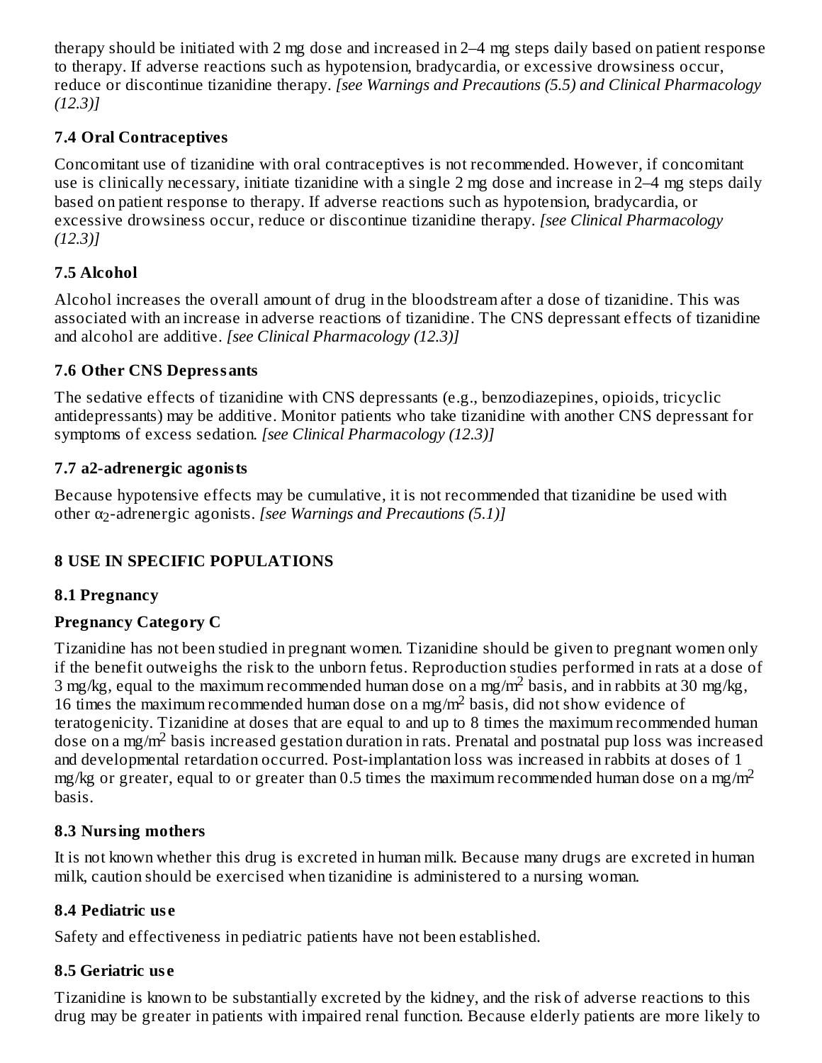therapy should be initiated with 2 mg dose and increased in 2–4 mg steps daily based on patient response to therapy. If adverse reactions such as hypotension, bradycardia, or excessive drowsiness occur, reduce or discontinue tizanidine therapy. *[see Warnings and Precautions (5.5) and Clinical Pharmacology (12.3)]*

### 7.4 Oral Contraceptives

Concomitant use of tizanidine with oral contraceptives is not recommended. However, if concomitant use is clinically necessary, initiate tizanidine with a single 2 mg dose and increase in 2–4 mg steps daily based on patient response to therapy. If adverse reactions such as hypotension, bradycardia, or excessive drowsiness occur, reduce or discontinue tizanidine therapy. *[see Clinical Pharmacology (12.3)]*

### 7.5 Alcohol

Alcohol increases the overall amount of drug in the bloodstream after a dose of tizanidine. This was associated with an increase in adverse reactions of tizanidine. The CNS depressant effects of tizanidine and alcohol are additive. *[see Clinical Pharmacology (12.3)]*

### 7.6 Other CNS Depressants

The sedative effects of tizanidine with CNS depressants (e.g., benzodiazepines, opioids, tricyclic antidepressants) may be additive. Monitor patients who take tizanidine with another CNS depressant for symptoms of excess sedation. *[see Clinical Pharmacology (12.3)]*

### 7.7 a2-adrenergic agonists

Because hypotensive effects may be cumulative, it is not recommended that tizanidine be used with other $\alpha_2$-adrenergic agonists. *[see Warnings and Precautions (5.1)]*

## 8 USE IN SPECIFIC POPULATIONS

### 8.1 Pregnancy

**Pregnancy Category C**

Tizanidine has not been studied in pregnant women. Tizanidine should be given to pregnant women only if the benefit outweighs the risk to the unborn fetus. Reproduction studies performed in rats at a dose of 3 mg/kg, equal to the maximum recommended human dose on a mg/m$^2$ basis, and in rabbits at 30 mg/kg, 16 times the maximum recommended human dose on a mg/m$^2$ basis, did not show evidence of teratogenicity. Tizanidine at doses that are equal to and up to 8 times the maximum recommended human dose on a mg/m$^2$ basis increased gestation duration in rats. Prenatal and postnatal pup loss was increased and developmental retardation occurred. Post-implantation loss was increased in rabbits at doses of 1 mg/kg or greater, equal to or greater than 0.5 times the maximum recommended human dose on a mg/m$^2$ basis.

### 8.3 Nursing mothers

It is not known whether this drug is excreted in human milk. Because many drugs are excreted in human milk, caution should be exercised when tizanidine is administered to a nursing woman.

### 8.4 Pediatric use

Safety and effectiveness in pediatric patients have not been established.

### 8.5 Geriatric use

Tizanidine is known to be substantially excreted by the kidney, and the risk of adverse reactions to this drug may be greater in patients with impaired renal function. Because elderly patients are more likely to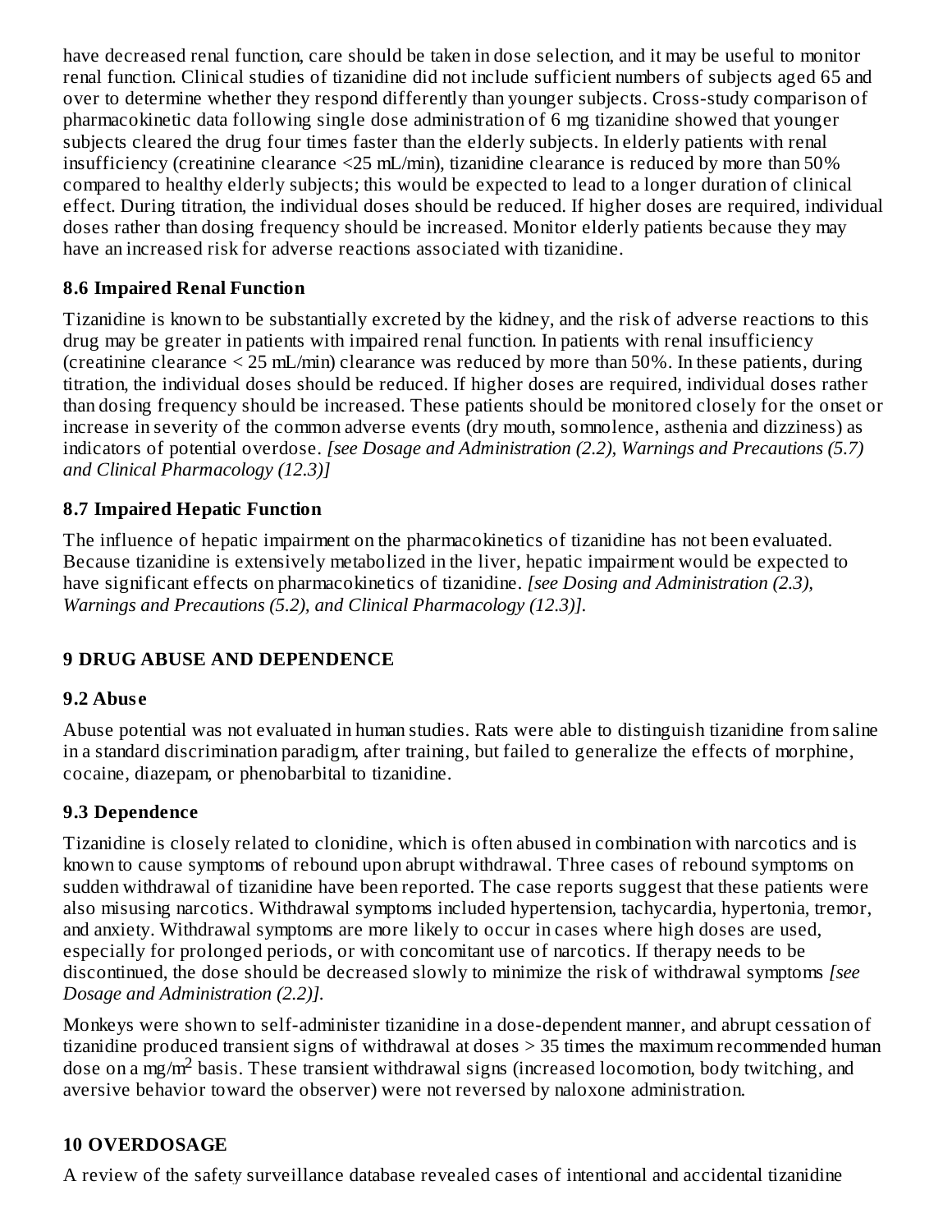have decreased renal function, care should be taken in dose selection, and it may be useful to monitor renal function. Clinical studies of tizanidine did not include sufficient numbers of subjects aged 65 and over to determine whether they respond differently than younger subjects. Cross-study comparison of pharmacokinetic data following single dose administration of 6 mg tizanidine showed that younger subjects cleared the drug four times faster than the elderly subjects. In elderly patients with renal insufficiency (creatinine clearance <25 mL/min), tizanidine clearance is reduced by more than 50% compared to healthy elderly subjects; this would be expected to lead to a longer duration of clinical effect. During titration, the individual doses should be reduced. If higher doses are required, individual doses rather than dosing frequency should be increased. Monitor elderly patients because they may have an increased risk for adverse reactions associated with tizanidine.

### 8.6 Impaired Renal Function

Tizanidine is known to be substantially excreted by the kidney, and the risk of adverse reactions to this drug may be greater in patients with impaired renal function. In patients with renal insufficiency (creatinine clearance < 25 mL/min) clearance was reduced by more than 50%. In these patients, during titration, the individual doses should be reduced. If higher doses are required, individual doses rather than dosing frequency should be increased. These patients should be monitored closely for the onset or increase in severity of the common adverse events (dry mouth, somnolence, asthenia and dizziness) as indicators of potential overdose. *[see Dosage and Administration (2.2), Warnings and Precautions (5.7) and Clinical Pharmacology (12.3)]*

### 8.7 Impaired Hepatic Function

The influence of hepatic impairment on the pharmacokinetics of tizanidine has not been evaluated. Because tizanidine is extensively metabolized in the liver, hepatic impairment would be expected to have significant effects on pharmacokinetics of tizanidine. *[see Dosing and Administration (2.3), Warnings and Precautions (5.2), and Clinical Pharmacology (12.3)].*

## 9 DRUG ABUSE AND DEPENDENCE

### 9.2 Abuse

Abuse potential was not evaluated in human studies. Rats were able to distinguish tizanidine from saline in a standard discrimination paradigm, after training, but failed to generalize the effects of morphine, cocaine, diazepam, or phenobarbital to tizanidine.

### 9.3 Dependence

Tizanidine is closely related to clonidine, which is often abused in combination with narcotics and is known to cause symptoms of rebound upon abrupt withdrawal. Three cases of rebound symptoms on sudden withdrawal of tizanidine have been reported. The case reports suggest that these patients were also misusing narcotics. Withdrawal symptoms included hypertension, tachycardia, hypertonia, tremor, and anxiety. Withdrawal symptoms are more likely to occur in cases where high doses are used, especially for prolonged periods, or with concomitant use of narcotics. If therapy needs to be discontinued, the dose should be decreased slowly to minimize the risk of withdrawal symptoms *[see Dosage and Administration (2.2)].*

Monkeys were shown to self-administer tizanidine in a dose-dependent manner, and abrupt cessation of tizanidine produced transient signs of withdrawal at doses > 35 times the maximum recommended human dose on a mg/$m^2$ basis. These transient withdrawal signs (increased locomotion, body twitching, and aversive behavior toward the observer) were not reversed by naloxone administration.

## 10 OVERDOSAGE

A review of the safety surveillance database revealed cases of intentional and accidental tizanidine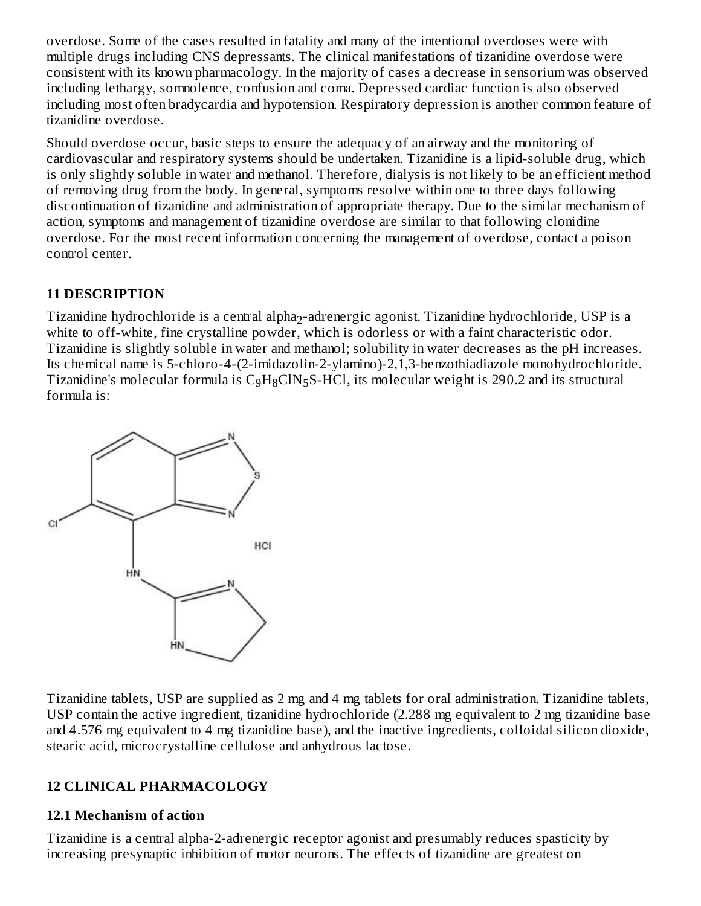overdose. Some of the cases resulted in fatality and many of the intentional overdoses were with multiple drugs including CNS depressants. The clinical manifestations of tizanidine overdose were consistent with its known pharmacology. In the majority of cases a decrease in sensorium was observed including lethargy, somnolence, confusion and coma. Depressed cardiac function is also observed including most often bradycardia and hypotension. Respiratory depression is another common feature of tizanidine overdose.

Should overdose occur, basic steps to ensure the adequacy of an airway and the monitoring of cardiovascular and respiratory systems should be undertaken. Tizanidine is a lipid-soluble drug, which is only slightly soluble in water and methanol. Therefore, dialysis is not likely to be an efficient method of removing drug from the body. In general, symptoms resolve within one to three days following discontinuation of tizanidine and administration of appropriate therapy. Due to the similar mechanism of action, symptoms and management of tizanidine overdose are similar to that following clonidine overdose. For the most recent information concerning the management of overdose, contact a poison control center.

## 11 DESCRIPTION

Tizanidine hydrochloride is a central alpha$_2$-adrenergic agonist. Tizanidine hydrochloride, USP is a white to off-white, fine crystalline powder, which is odorless or with a faint characteristic odor. Tizanidine is slightly soluble in water and methanol; solubility in water decreases as the pH increases. Its chemical name is 5-chloro-4-(2-imidazolin-2-ylamino)-2,1,3-benzothiadiazole monohydrochloride. Tizanidine's molecular formula is $C_9H_8ClN_5S$-HCl, its molecular weight is 290.2 and its structural formula is:

Tizanidine tablets, USP are supplied as 2 mg and 4 mg tablets for oral administration. Tizanidine tablets, USP contain the active ingredient, tizanidine hydrochloride (2.288 mg equivalent to 2 mg tizanidine base and 4.576 mg equivalent to 4 mg tizanidine base), and the inactive ingredients, colloidal silicon dioxide, stearic acid, microcrystalline cellulose and anhydrous lactose.

## 12 CLINICAL PHARMACOLOGY

### 12.1 Mechanism of action

Tizanidine is a central alpha-2-adrenergic receptor agonist and presumably reduces spasticity by increasing presynaptic inhibition of motor neurons. The effects of tizanidine are greatest on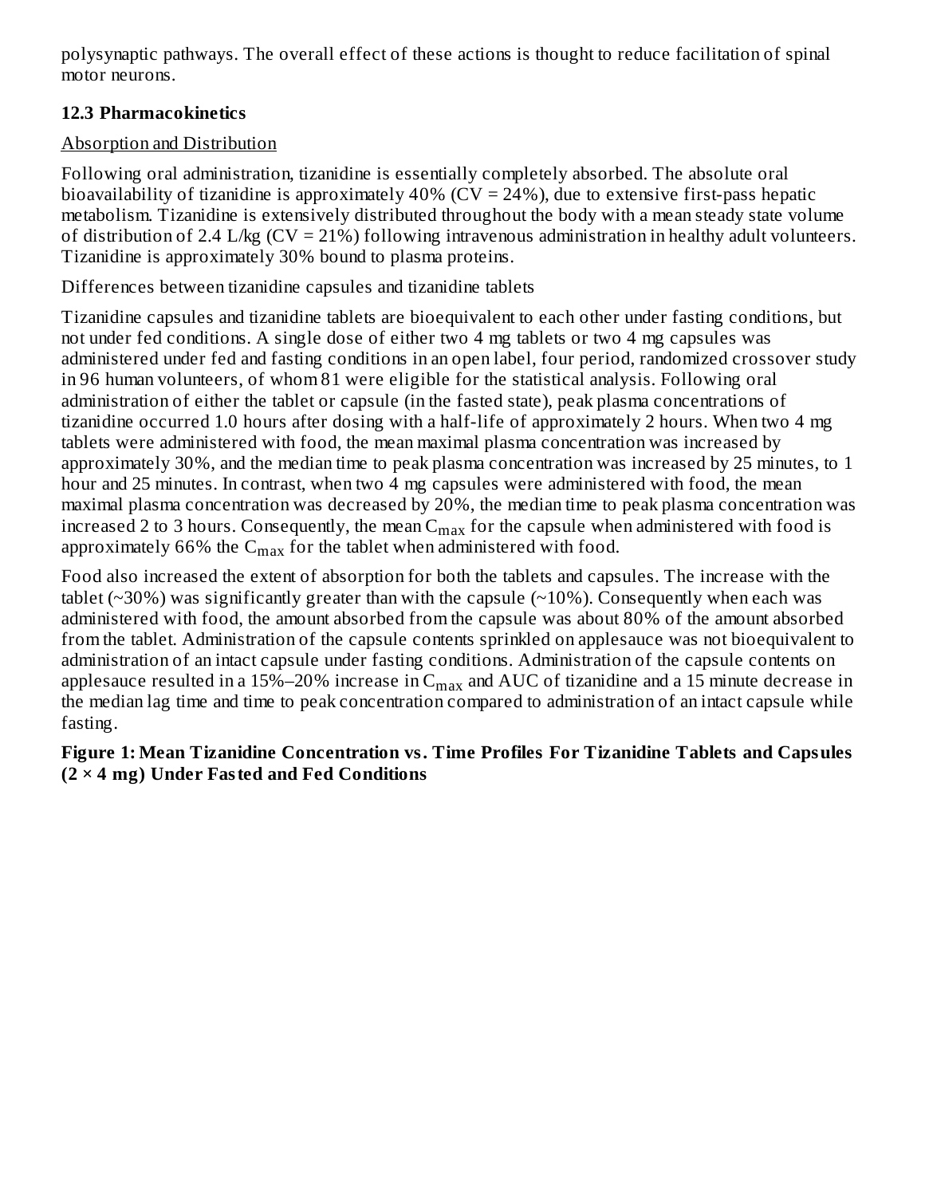polysynaptic pathways. The overall effect of these actions is thought to reduce facilitation of spinal motor neurons.

### 12.3 Pharmacokinetics

Absorption and Distribution

Following oral administration, tizanidine is essentially completely absorbed. The absolute oral bioavailability of tizanidine is approximately 40% (CV = 24%), due to extensive first-pass hepatic metabolism. Tizanidine is extensively distributed throughout the body with a mean steady state volume of distribution of 2.4 L/kg (CV = 21%) following intravenous administration in healthy adult volunteers. Tizanidine is approximately 30% bound to plasma proteins.

Differences between tizanidine capsules and tizanidine tablets

Tizanidine capsules and tizanidine tablets are bioequivalent to each other under fasting conditions, but not under fed conditions. A single dose of either two 4 mg tablets or two 4 mg capsules was administered under fed and fasting conditions in an open label, four period, randomized crossover study in 96 human volunteers, of whom 81 were eligible for the statistical analysis. Following oral administration of either the tablet or capsule (in the fasted state), peak plasma concentrations of tizanidine occurred 1.0 hours after dosing with a half-life of approximately 2 hours. When two 4 mg tablets were administered with food, the mean maximal plasma concentration was increased by approximately 30%, and the median time to peak plasma concentration was increased by 25 minutes, to 1 hour and 25 minutes. In contrast, when two 4 mg capsules were administered with food, the mean maximal plasma concentration was decreased by 20%, the median time to peak plasma concentration was increased 2 to 3 hours. Consequently, the mean $C_{max}$ for the capsule when administered with food is approximately 66% the $C_{max}$ for the tablet when administered with food.

Food also increased the extent of absorption for both the tablets and capsules. The increase with the tablet (~30%) was significantly greater than with the capsule (~10%). Consequently when each was administered with food, the amount absorbed from the capsule was about 80% of the amount absorbed from the tablet. Administration of the capsule contents sprinkled on applesauce was not bioequivalent to administration of an intact capsule under fasting conditions. Administration of the capsule contents on applesauce resulted in a 15%–20% increase in $C_{max}$ and AUC of tizanidine and a 15 minute decrease in the median lag time and time to peak concentration compared to administration of an intact capsule while fasting.

**Figure 1: Mean Tizanidine Concentration vs. Time Profiles For Tizanidine Tablets and Capsules (2 × 4 mg) Under Fasted and Fed Conditions**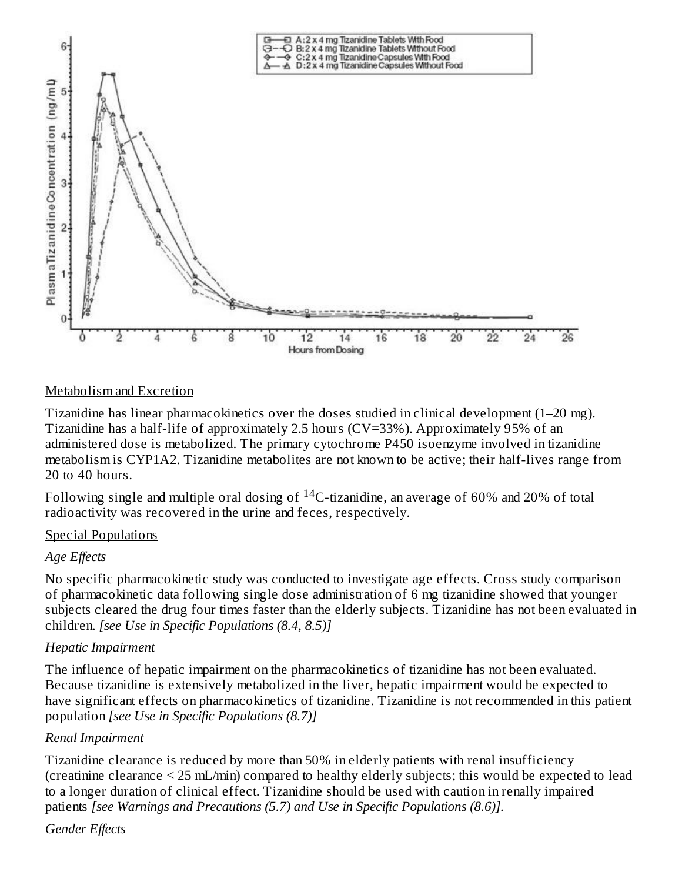Metabolism and Excretion

Tizanidine has linear pharmacokinetics over the doses studied in clinical development (1–20 mg). Tizanidine has a half-life of approximately 2.5 hours (CV=33%). Approximately 95% of an administered dose is metabolized. The primary cytochrome P450 isoenzyme involved in tizanidine metabolism is CYP1A2. Tizanidine metabolites are not known to be active; their half-lives range from 20 to 40 hours.

Following single and multiple oral dosing of $^{14}$C-tizanidine, an average of 60% and 20% of total radioactivity was recovered in the urine and feces, respectively.

Special Populations

*Age Effects*

No specific pharmacokinetic study was conducted to investigate age effects. Cross study comparison of pharmacokinetic data following single dose administration of 6 mg tizanidine showed that younger subjects cleared the drug four times faster than the elderly subjects. Tizanidine has not been evaluated in children. *[see Use in Specific Populations (8.4, 8.5)]*

*Hepatic Impairment*

The influence of hepatic impairment on the pharmacokinetics of tizanidine has not been evaluated. Because tizanidine is extensively metabolized in the liver, hepatic impairment would be expected to have significant effects on pharmacokinetics of tizanidine. Tizanidine is not recommended in this patient population *[see Use in Specific Populations (8.7)]*

*Renal Impairment*

Tizanidine clearance is reduced by more than 50% in elderly patients with renal insufficiency (creatinine clearance < 25 mL/min) compared to healthy elderly subjects; this would be expected to lead to a longer duration of clinical effect. Tizanidine should be used with caution in renally impaired patients *[see Warnings and Precautions (5.7) and Use in Specific Populations (8.6)].*

*Gender Effects*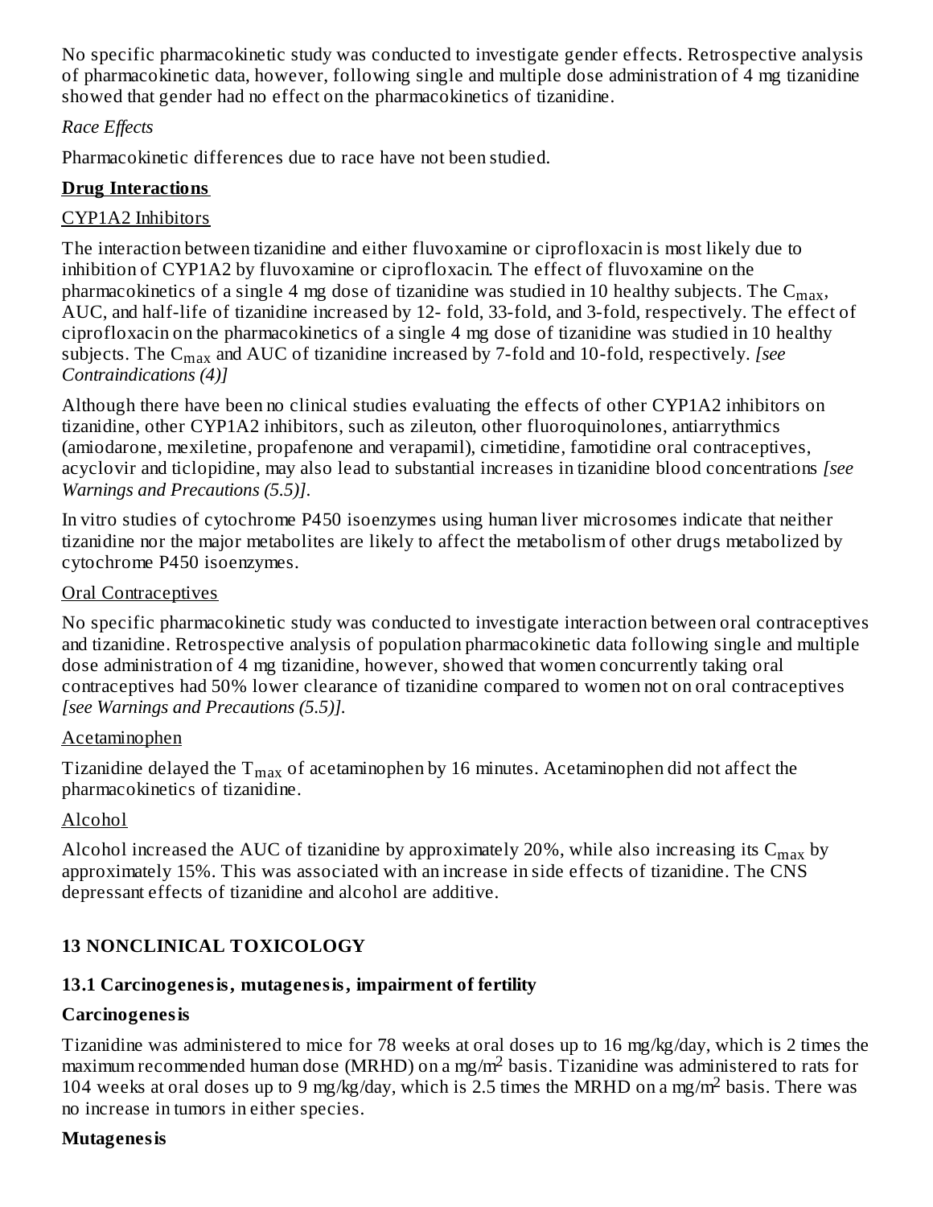No specific pharmacokinetic study was conducted to investigate gender effects. Retrospective analysis of pharmacokinetic data, however, following single and multiple dose administration of 4 mg tizanidine showed that gender had no effect on the pharmacokinetics of tizanidine.

*Race Effects*

Pharmacokinetic differences due to race have not been studied.

**Drug Interactions**

CYP1A2 Inhibitors

The interaction between tizanidine and either fluvoxamine or ciprofloxacin is most likely due to inhibition of CYP1A2 by fluvoxamine or ciprofloxacin. The effect of fluvoxamine on the pharmacokinetics of a single 4 mg dose of tizanidine was studied in 10 healthy subjects. The $C_{max}$, AUC, and half-life of tizanidine increased by 12- fold, 33-fold, and 3-fold, respectively. The effect of ciprofloxacin on the pharmacokinetics of a single 4 mg dose of tizanidine was studied in 10 healthy subjects. The $C_{max}$ and AUC of tizanidine increased by 7-fold and 10-fold, respectively. *[see Contraindications (4)]*

Although there have been no clinical studies evaluating the effects of other CYP1A2 inhibitors on tizanidine, other CYP1A2 inhibitors, such as zileuton, other fluoroquinolones, antiarrythmics (amiodarone, mexiletine, propafenone and verapamil), cimetidine, famotidine oral contraceptives, acyclovir and ticlopidine, may also lead to substantial increases in tizanidine blood concentrations *[see Warnings and Precautions (5.5)].*

In vitro studies of cytochrome P450 isoenzymes using human liver microsomes indicate that neither tizanidine nor the major metabolites are likely to affect the metabolism of other drugs metabolized by cytochrome P450 isoenzymes.

Oral Contraceptives

No specific pharmacokinetic study was conducted to investigate interaction between oral contraceptives and tizanidine. Retrospective analysis of population pharmacokinetic data following single and multiple dose administration of 4 mg tizanidine, however, showed that women concurrently taking oral contraceptives had 50% lower clearance of tizanidine compared to women not on oral contraceptives *[see Warnings and Precautions (5.5)].*

Acetaminophen

Tizanidine delayed the $T_{max}$ of acetaminophen by 16 minutes. Acetaminophen did not affect the pharmacokinetics of tizanidine.

Alcohol

Alcohol increased the AUC of tizanidine by approximately 20%, while also increasing its $C_{max}$ by approximately 15%. This was associated with an increase in side effects of tizanidine. The CNS depressant effects of tizanidine and alcohol are additive.

## 13 NONCLINICAL TOXICOLOGY

### 13.1 Carcinogenesis, mutagenesis, impairment of fertility

**Carcinogenesis**

Tizanidine was administered to mice for 78 weeks at oral doses up to 16 mg/kg/day, which is 2 times the maximum recommended human dose (MRHD) on a mg/m$^2$ basis. Tizanidine was administered to rats for 104 weeks at oral doses up to 9 mg/kg/day, which is 2.5 times the MRHD on a mg/m$^2$ basis. There was no increase in tumors in either species.

**Mutagenesis**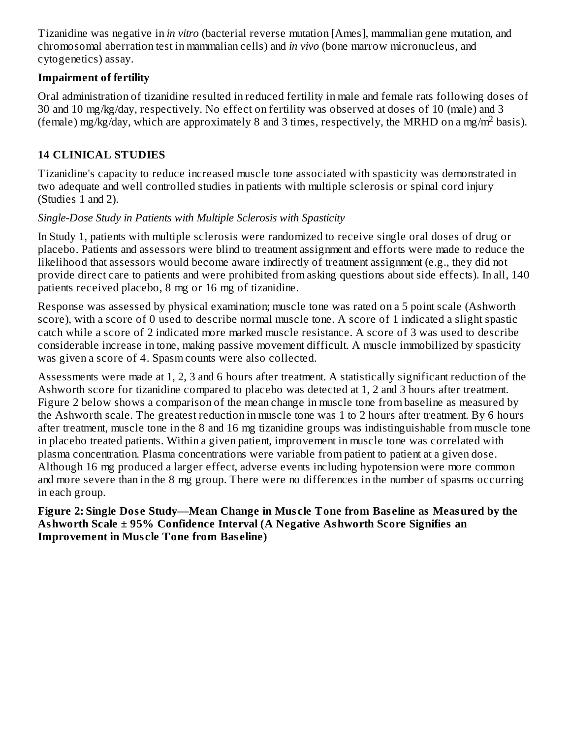Tizanidine was negative in *in vitro* (bacterial reverse mutation [Ames], mammalian gene mutation, and chromosomal aberration test in mammalian cells) and *in vivo* (bone marrow micronucleus, and cytogenetics) assay.

**Impairment of fertility**

Oral administration of tizanidine resulted in reduced fertility in male and female rats following doses of 30 and 10 mg/kg/day, respectively. No effect on fertility was observed at doses of 10 (male) and 3 (female) mg/kg/day, which are approximately 8 and 3 times, respectively, the MRHD on a mg/$m^2$ basis).

## 14 CLINICAL STUDIES

Tizanidine's capacity to reduce increased muscle tone associated with spasticity was demonstrated in two adequate and well controlled studies in patients with multiple sclerosis or spinal cord injury (Studies 1 and 2).

*Single-Dose Study in Patients with Multiple Sclerosis with Spasticity*

In Study 1, patients with multiple sclerosis were randomized to receive single oral doses of drug or placebo. Patients and assessors were blind to treatment assignment and efforts were made to reduce the likelihood that assessors would become aware indirectly of treatment assignment (e.g., they did not provide direct care to patients and were prohibited from asking questions about side effects). In all, 140 patients received placebo, 8 mg or 16 mg of tizanidine.

Response was assessed by physical examination; muscle tone was rated on a 5 point scale (Ashworth score), with a score of 0 used to describe normal muscle tone. A score of 1 indicated a slight spastic catch while a score of 2 indicated more marked muscle resistance. A score of 3 was used to describe considerable increase in tone, making passive movement difficult. A muscle immobilized by spasticity was given a score of 4. Spasm counts were also collected.

Assessments were made at 1, 2, 3 and 6 hours after treatment. A statistically significant reduction of the Ashworth score for tizanidine compared to placebo was detected at 1, 2 and 3 hours after treatment. Figure 2 below shows a comparison of the mean change in muscle tone from baseline as measured by the Ashworth scale. The greatest reduction in muscle tone was 1 to 2 hours after treatment. By 6 hours after treatment, muscle tone in the 8 and 16 mg tizanidine groups was indistinguishable from muscle tone in placebo treated patients. Within a given patient, improvement in muscle tone was correlated with plasma concentration. Plasma concentrations were variable from patient to patient at a given dose. Although 16 mg produced a larger effect, adverse events including hypotension were more common and more severe than in the 8 mg group. There were no differences in the number of spasms occurring in each group.

**Figure 2: Single Dose Study—Mean Change in Muscle Tone from Baseline as Measured by the Ashworth Scale ± 95% Confidence Interval (A Negative Ashworth Score Signifies an Improvement in Muscle Tone from Baseline)**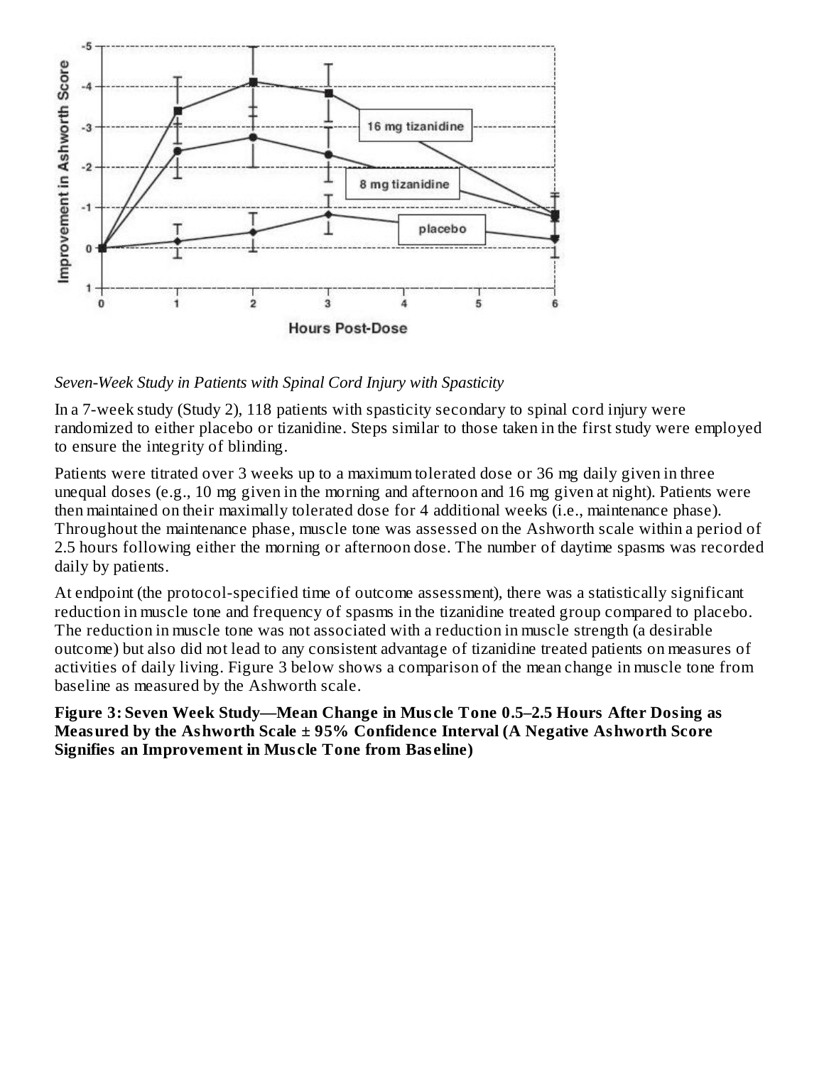*Seven-Week Study in Patients with Spinal Cord Injury with Spasticity*

In a 7-week study (Study 2), 118 patients with spasticity secondary to spinal cord injury were randomized to either placebo or tizanidine. Steps similar to those taken in the first study were employed to ensure the integrity of blinding.

Patients were titrated over 3 weeks up to a maximum tolerated dose or 36 mg daily given in three unequal doses (e.g., 10 mg given in the morning and afternoon and 16 mg given at night). Patients were then maintained on their maximally tolerated dose for 4 additional weeks (i.e., maintenance phase). Throughout the maintenance phase, muscle tone was assessed on the Ashworth scale within a period of 2.5 hours following either the morning or afternoon dose. The number of daytime spasms was recorded daily by patients.

At endpoint (the protocol-specified time of outcome assessment), there was a statistically significant reduction in muscle tone and frequency of spasms in the tizanidine treated group compared to placebo. The reduction in muscle tone was not associated with a reduction in muscle strength (a desirable outcome) but also did not lead to any consistent advantage of tizanidine treated patients on measures of activities of daily living. Figure 3 below shows a comparison of the mean change in muscle tone from baseline as measured by the Ashworth scale.

**Figure 3: Seven Week Study—Mean Change in Muscle Tone 0.5–2.5 Hours After Dosing as Measured by the Ashworth Scale ± 95% Confidence Interval (A Negative Ashworth Score Signifies an Improvement in Muscle Tone from Baseline)**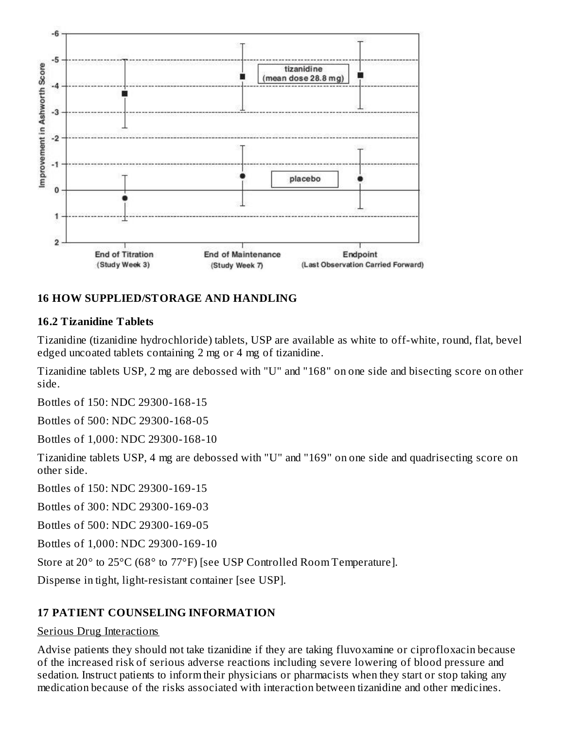## 16 HOW SUPPLIED/STORAGE AND HANDLING

### 16.2 Tizanidine Tablets

Tizanidine (tizanidine hydrochloride) tablets, USP are available as white to off-white, round, flat, bevel edged uncoated tablets containing 2 mg or 4 mg of tizanidine.

Tizanidine tablets USP, 2 mg are debossed with "U" and "168" on one side and bisecting score on other side.

Bottles of 150: NDC 29300-168-15

Bottles of 500: NDC 29300-168-05

Bottles of 1,000: NDC 29300-168-10

Tizanidine tablets USP, 4 mg are debossed with "U" and "169" on one side and quadrisecting score on other side.

Bottles of 150: NDC 29300-169-15

Bottles of 300: NDC 29300-169-03

Bottles of 500: NDC 29300-169-05

Bottles of 1,000: NDC 29300-169-10

Store at 20° to 25°C (68° to 77°F) [see USP Controlled Room Temperature].

Dispense in tight, light-resistant container [see USP].

## 17 PATIENT COUNSELING INFORMATION

Serious Drug Interactions

Advise patients they should not take tizanidine if they are taking fluvoxamine or ciprofloxacin because of the increased risk of serious adverse reactions including severe lowering of blood pressure and sedation. Instruct patients to inform their physicians or pharmacists when they start or stop taking any medication because of the risks associated with interaction between tizanidine and other medicines.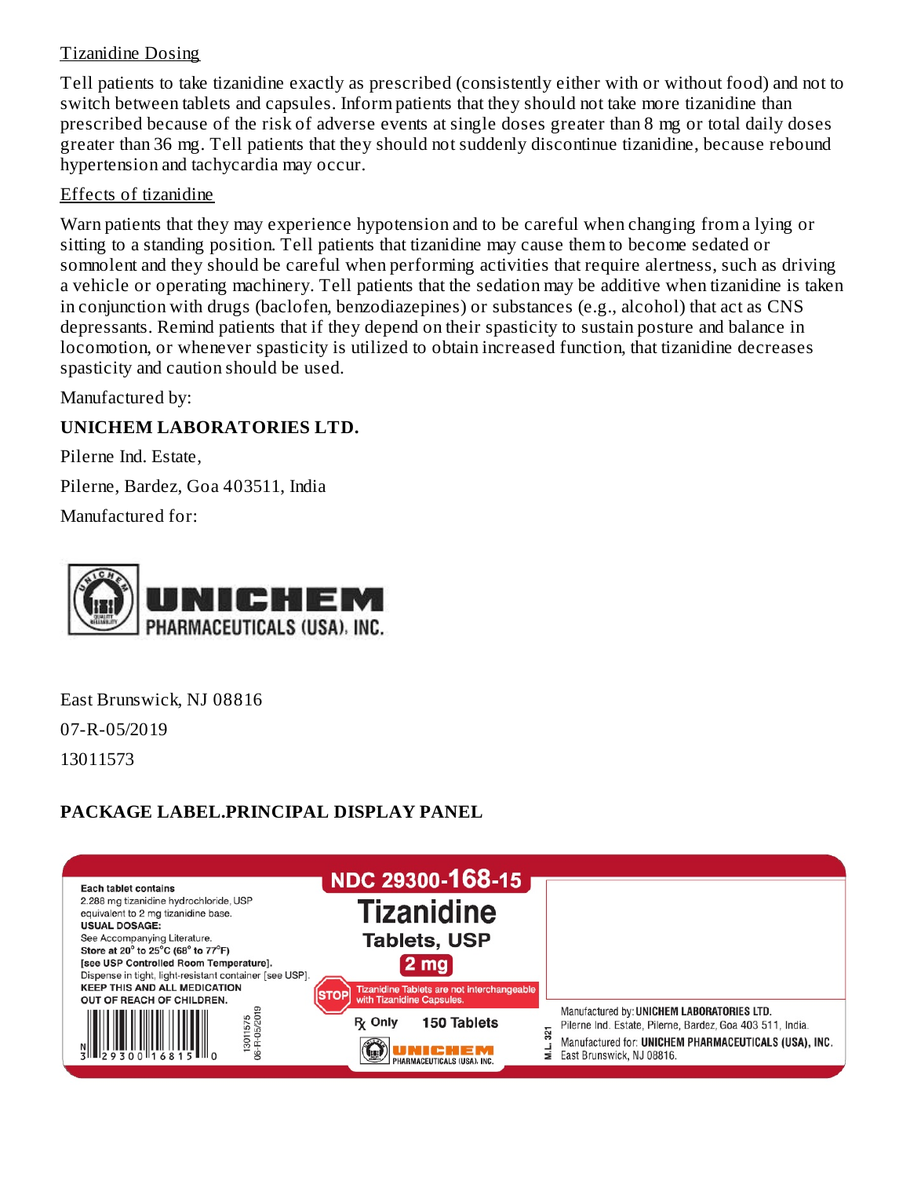Tizanidine Dosing

Tell patients to take tizanidine exactly as prescribed (consistently either with or without food) and not to switch between tablets and capsules. Inform patients that they should not take more tizanidine than prescribed because of the risk of adverse events at single doses greater than 8 mg or total daily doses greater than 36 mg. Tell patients that they should not suddenly discontinue tizanidine, because rebound hypertension and tachycardia may occur.

Effects of tizanidine

Warn patients that they may experience hypotension and to be careful when changing from a lying or sitting to a standing position. Tell patients that tizanidine may cause them to become sedated or somnolent and they should be careful when performing activities that require alertness, such as driving a vehicle or operating machinery. Tell patients that the sedation may be additive when tizanidine is taken in conjunction with drugs (baclofen, benzodiazepines) or substances (e.g., alcohol) that act as CNS depressants. Remind patients that if they depend on their spasticity to sustain posture and balance in locomotion, or whenever spasticity is utilized to obtain increased function, that tizanidine decreases spasticity and caution should be used.

Manufactured by:

**UNICHEM LABORATORIES LTD.**

Pilerne Ind. Estate,

Pilerne, Bardez, Goa 403511, India

Manufactured for:

UNICHEM PHARMACEUTICALS (USA), INC.

East Brunswick, NJ 08816

07-R-05/2019

13011573

## PACKAGE LABEL.PRINCIPAL DISPLAY PANEL

NDC 29300-168-15

**Tizanidine Tablets, USP**

**2 mg**

STOP Tizanidine Tablets are not interchangeable with Tizanidine Capsules.

℞ Only 150 Tablets

UNICHEM PHARMACEUTICALS (USA), INC.

**Each tablet contains**
2.288 mg tizanidine hydrochloride, USP equivalent to 2 mg tizanidine base.

**USUAL DOSAGE:**
See Accompanying Literature.

**Store at 20° to 25°C (68° to 77°F) [see USP Controlled Room Temperature].**

Dispense in tight, light-resistant container [see USP].

**KEEP THIS AND ALL MEDICATION OUT OF REACH OF CHILDREN.**

N 3 29300 16815 0

13011575
06-R-05/2019

M.L. 321

Manufactured by: **UNICHEM LABORATORIES LTD.**
Pilerne Ind. Estate, Pilerne, Bardez, Goa 403 511, India.
Manufactured for: **UNICHEM PHARMACEUTICALS (USA), INC.**
East Brunswick, NJ 08816.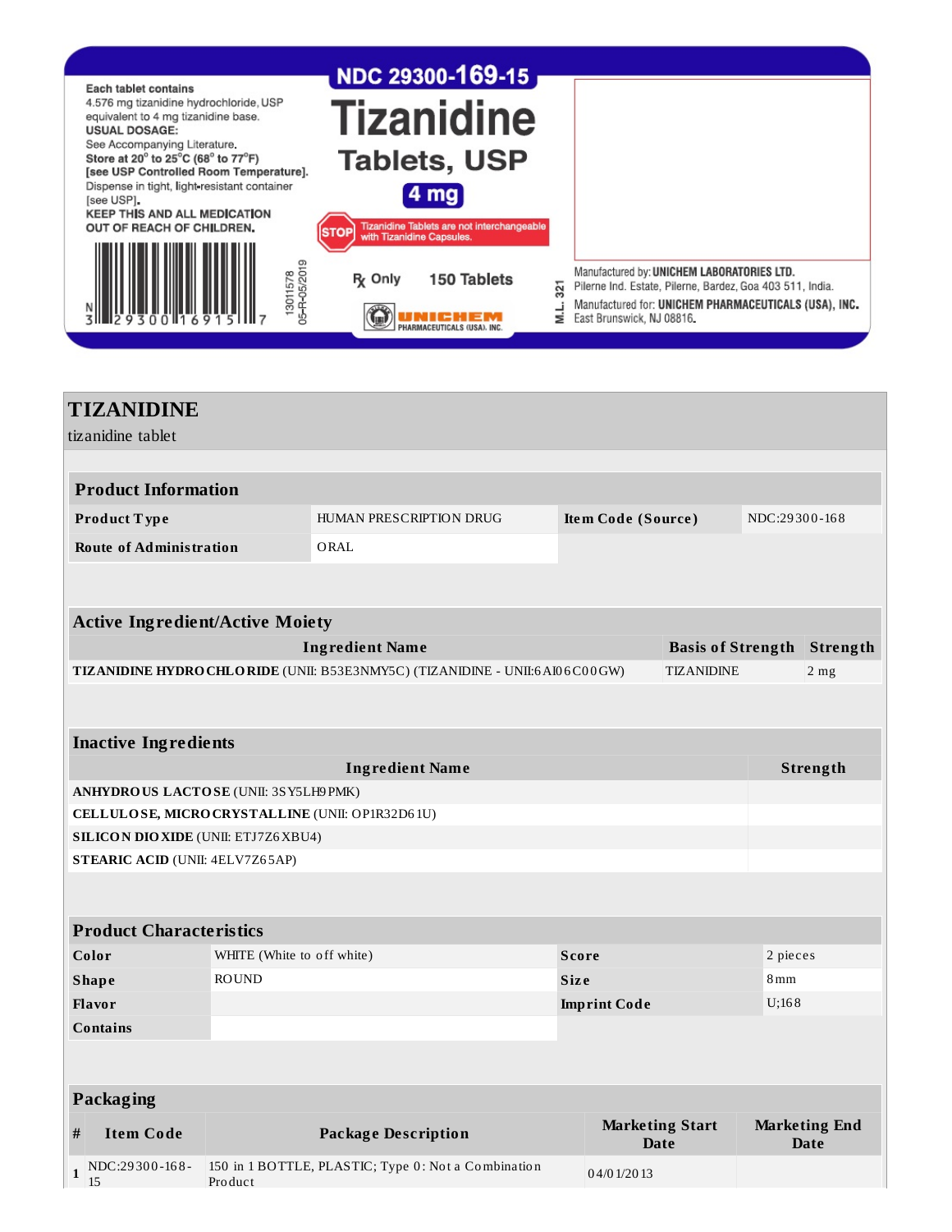NDC 29300-169-15

# Tizanidine Tablets, USP

4 mg

Each tablet contains
4.576 mg tizanidine hydrochloride, USP equivalent to 4 mg tizanidine base.
USUAL DOSAGE:
See Accompanying Literature.
Store at 20° to 25°C (68° to 77°F) [see USP Controlled Room Temperature].
Dispense in tight, light-resistant container [see USP].
KEEP THIS AND ALL MEDICATION OUT OF REACH OF CHILDREN.

STOP Tizanidine Tablets are not interchangeable with Tizanidine Capsules.

℞ Only 150 Tablets

N 3 29300 16915 7

13011578
05-R-05/2019

UNICHEM PHARMACEUTICALS (USA), INC.

M.L. 321

Manufactured by: UNICHEM LABORATORIES LTD.
Pilerne Ind. Estate, Pilerne, Bardez, Goa 403 511, India.
Manufactured for: UNICHEM PHARMACEUTICALS (USA), INC.
East Brunswick, NJ 08816.

# TIZANIDINE

tizanidine tablet

| Product Information | | | |
|---|---|---|---|
| Product Type | HUMAN PRESCRIPTION DRUG | Item Code (Source) | NDC:29300-168 |
| Route of Administration | ORAL | | |

| Active Ingredient/Active Moiety | | |
|---|---|---|
| Ingredient Name | Basis of Strength | Strength |
| TIZANIDINE HYDROCHLORIDE (UNII: B53E3NMY5C) (TIZANIDINE - UNII:6AI06C00GW) | TIZANIDINE | 2 mg |

| Inactive Ingredients | |
|---|---|
| Ingredient Name | Strength |
| ANHYDROUS LACTOSE (UNII: 3SY5LH9PMK) | |
| CELLULOSE, MICROCRYSTALLINE (UNII: OP1R32D61U) | |
| SILICON DIOXIDE (UNII: ETJ7Z6XBU4) | |
| STEARIC ACID (UNII: 4ELV7Z65AP) | |

| Product Characteristics | | | |
|---|---|---|---|
| Color | WHITE (White to off white) | Score | 2 pieces |
| Shape | ROUND | Size | 8mm |
| Flavor | | Imprint Code | U;168 |
| Contains | | | |

| Packaging | | | | |
|---|---|---|---|---|
| # | Item Code | Package Description | Marketing Start Date | Marketing End Date |
| 1 | NDC:29300-168-15 | 150 in 1 BOTTLE, PLASTIC; Type 0: Not a Combination Product | 04/01/2013 | |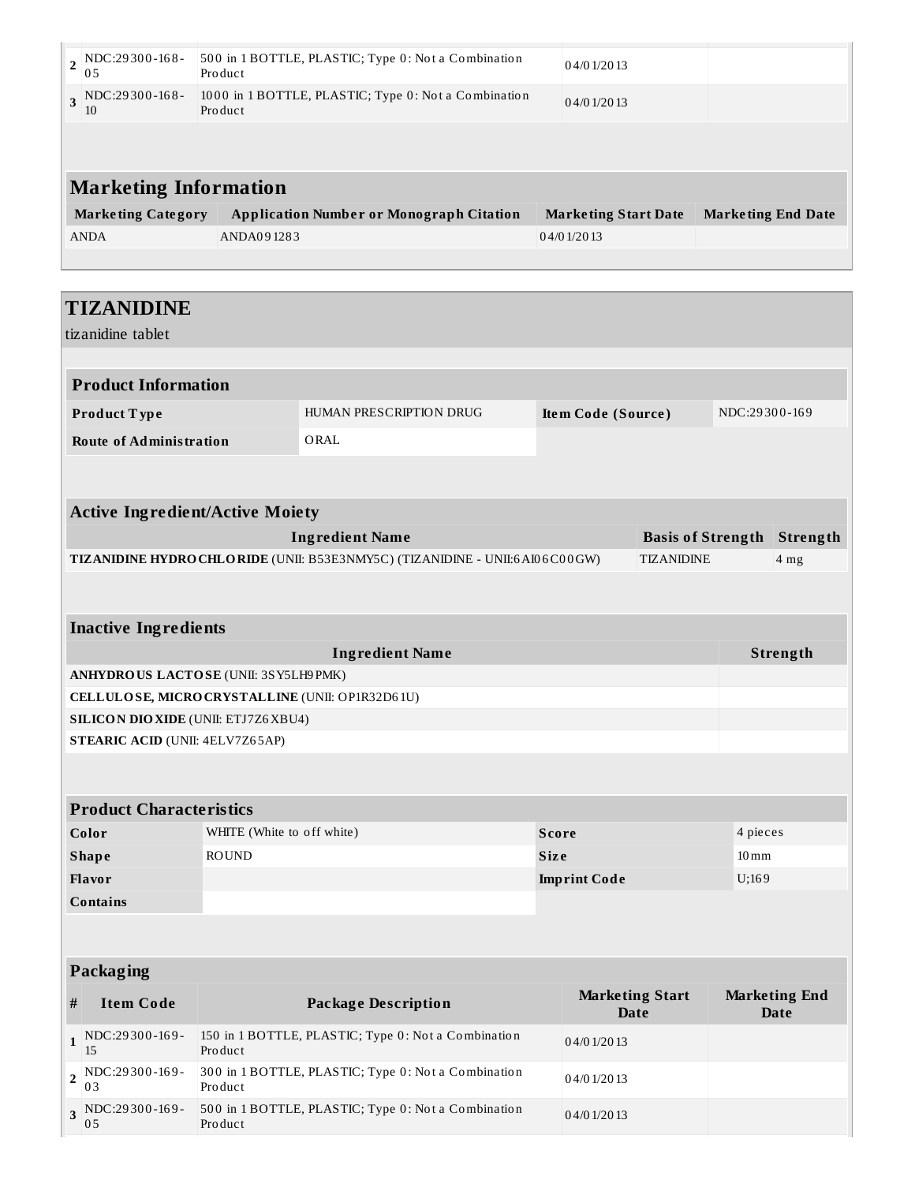| # | Item Code | Package Description | Marketing Start Date | Marketing End Date |
|---|---|---|---|---|
| 2 | NDC:29300-168-05 | 500 in 1 BOTTLE, PLASTIC; Type 0: Not a Combination Product | 04/01/2013 | |
| 3 | NDC:29300-168-10 | 1000 in 1 BOTTLE, PLASTIC; Type 0: Not a Combination Product | 04/01/2013 | |

## Marketing Information

| Marketing Category | Application Number or Monograph Citation | Marketing Start Date | Marketing End Date |
|---|---|---|---|
| ANDA | ANDA091283 | 04/01/2013 | |

# TIZANIDINE

tizanidine tablet

## Product Information

| | | | |
|---|---|---|---|
| **Product Type** | HUMAN PRESCRIPTION DRUG | **Item Code (Source)** | NDC:29300-169 |
| **Route of Administration** | ORAL | | |

## Active Ingredient/Active Moiety

| Ingredient Name | Basis of Strength | Strength |
|---|---|---|
| **TIZANIDINE HYDROCHLORIDE** (UNII: B53E3NMY5C) (TIZANIDINE - UNII:6AI06C00GW) | TIZANIDINE | 4 mg |

## Inactive Ingredients

| Ingredient Name | Strength |
|---|---|
| **ANHYDROUS LACTOSE** (UNII: 3SY5LH9PMK) | |
| **CELLULOSE, MICROCRYSTALLINE** (UNII: OP1R32D61U) | |
| **SILICON DIOXIDE** (UNII: ETJ7Z6XBU4) | |
| **STEARIC ACID** (UNII: 4ELV7Z65AP) | |

## Product Characteristics

| | | | |
|---|---|---|---|
| **Color** | WHITE (White to off white) | **Score** | 4 pieces |
| **Shape** | ROUND | **Size** | 10mm |
| **Flavor** | | **Imprint Code** | U;169 |
| **Contains** | | | |

## Packaging

| # | Item Code | Package Description | Marketing Start Date | Marketing End Date |
|---|---|---|---|---|
| 1 | NDC:29300-169-15 | 150 in 1 BOTTLE, PLASTIC; Type 0: Not a Combination Product | 04/01/2013 | |
| 2 | NDC:29300-169-03 | 300 in 1 BOTTLE, PLASTIC; Type 0: Not a Combination Product | 04/01/2013 | |
| 3 | NDC:29300-169-05 | 500 in 1 BOTTLE, PLASTIC; Type 0: Not a Combination Product | 04/01/2013 | |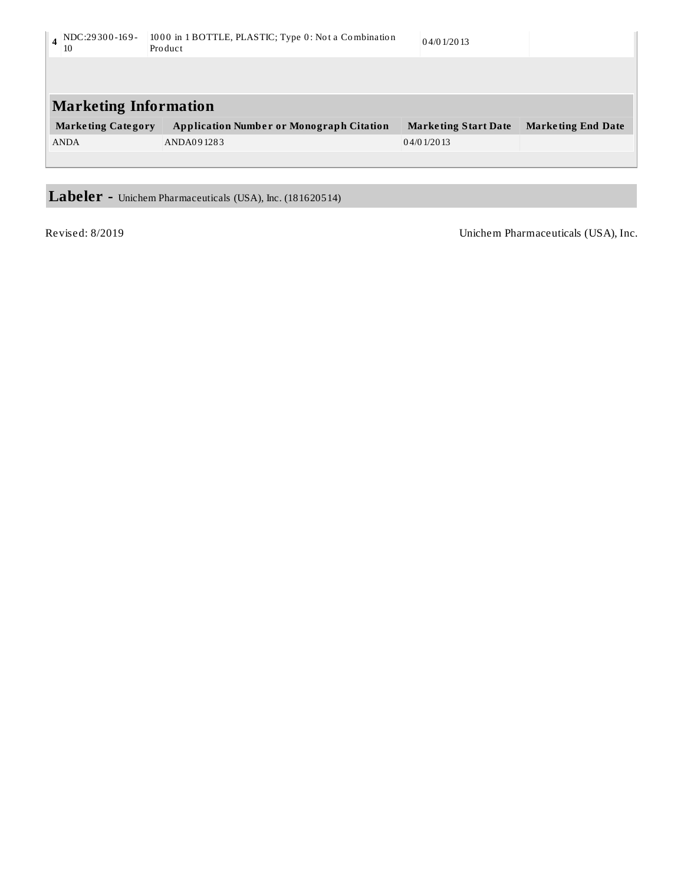| | | | | |
|---|---|---|---|---|
| 4 | NDC:29300-169-10 | 1000 in 1 BOTTLE, PLASTIC; Type 0: Not a Combination Product | 04/01/2013 | |

## Marketing Information

| Marketing Category | Application Number or Monograph Citation | Marketing Start Date | Marketing End Date |
|---|---|---|---|
| ANDA | ANDA091283 | 04/01/2013 | |

## Labeler - Unichem Pharmaceuticals (USA), Inc. (181620514)

Revised: 8/2019

Unichem Pharmaceuticals (USA), Inc.